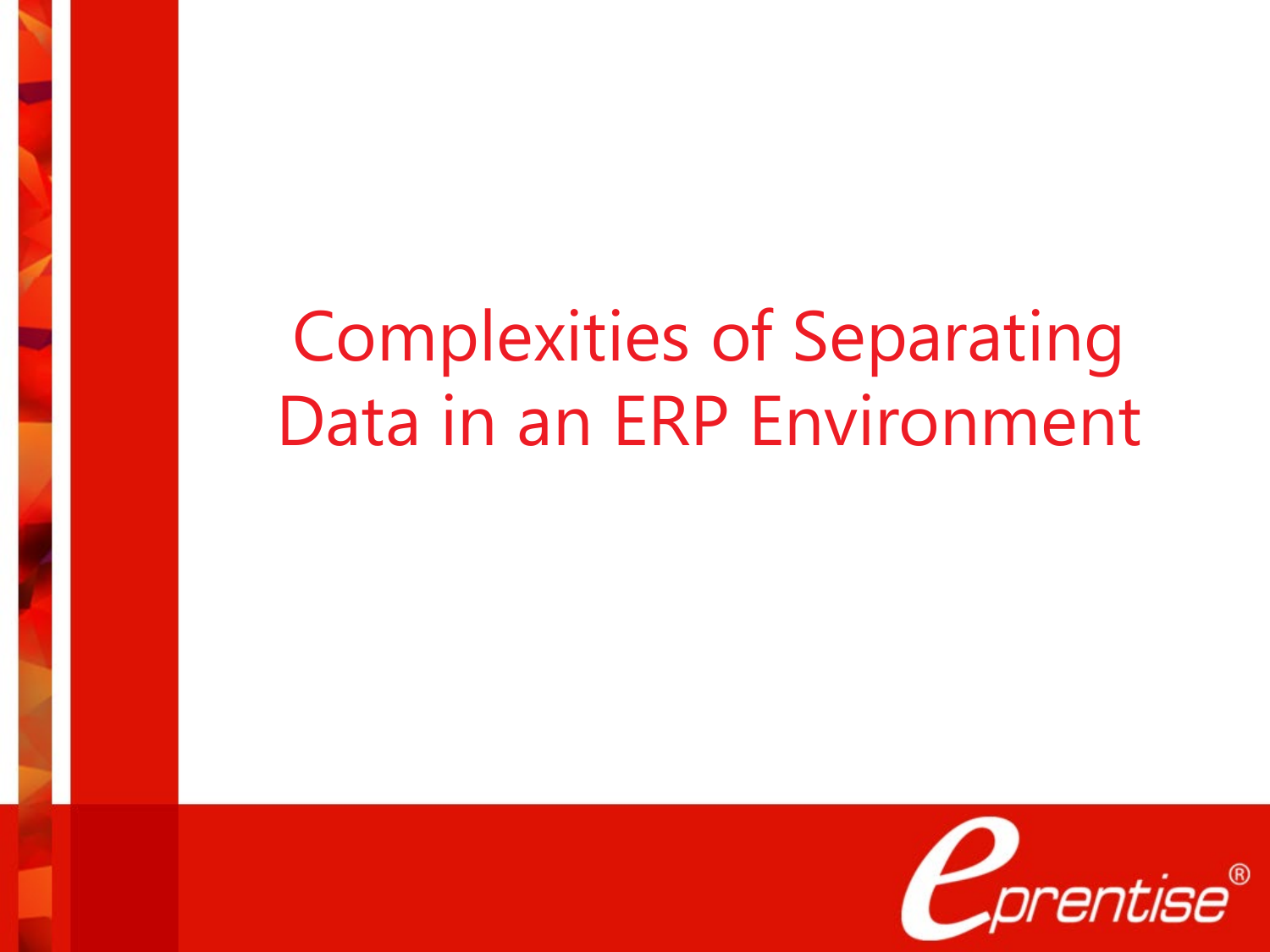# Complexities of Separating Data in an ERP Environment

eprentise®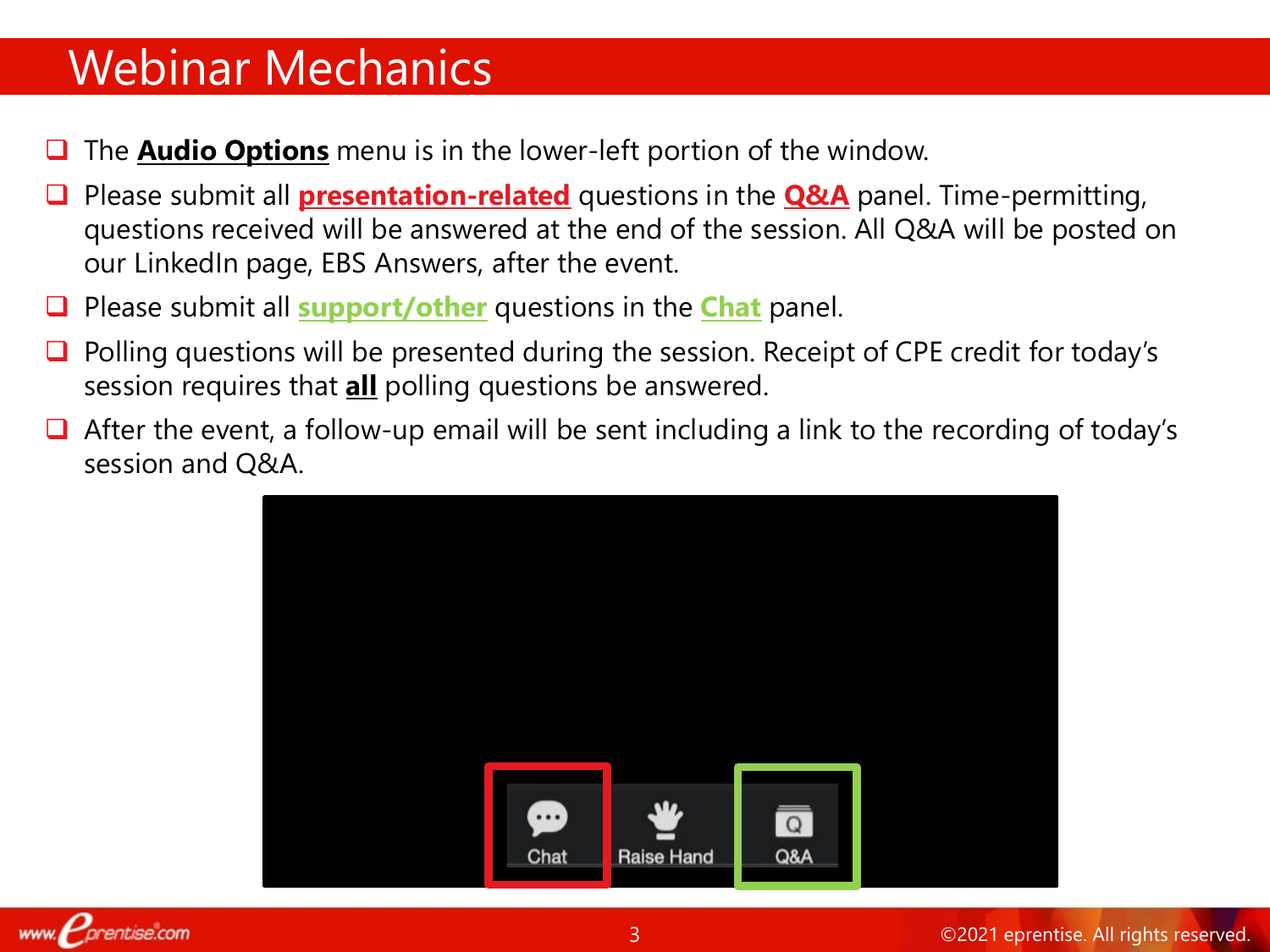# Webinar Mechanics

- The **Audio Options** menu is in the lower-left portion of the window.
- Please submit all **presentation-related** questions in the **Q&A** panel. Time-permitting, questions received will be answered at the end of the session. All Q&A will be posted on our LinkedIn page, EBS Answers, after the event.
- Please submit all **support/other** questions in the **Chat** panel.
- Polling questions will be presented during the session. Receipt of CPE credit for today's session requires that **all** polling questions be answered.
- After the event, a follow-up email will be sent including a link to the recording of today's session and Q&A.

Chat | Raise Hand | Q&A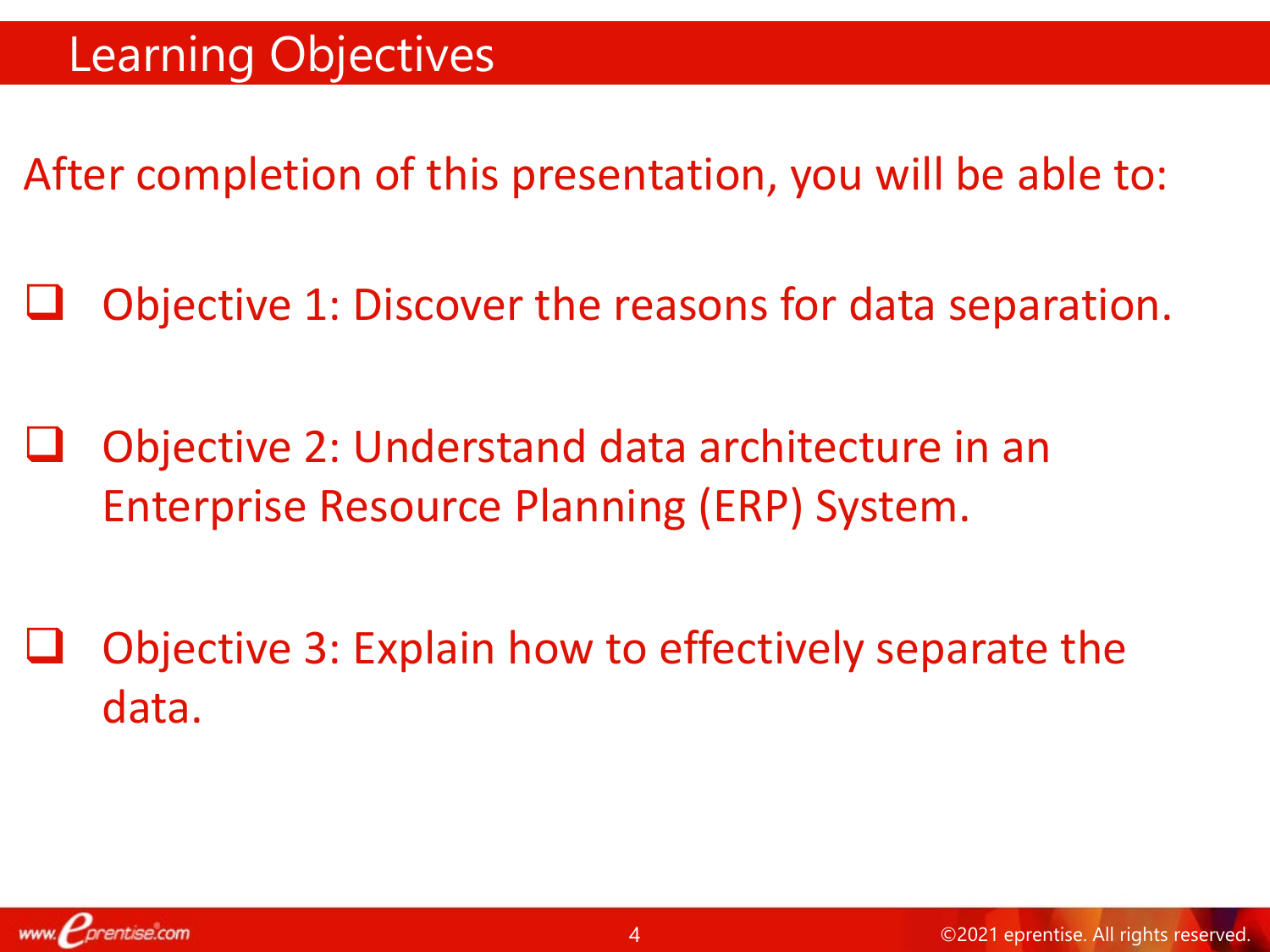# Learning Objectives

After completion of this presentation, you will be able to:

- Objective 1: Discover the reasons for data separation.
- Objective 2: Understand data architecture in an Enterprise Resource Planning (ERP) System.
- Objective 3: Explain how to effectively separate the data.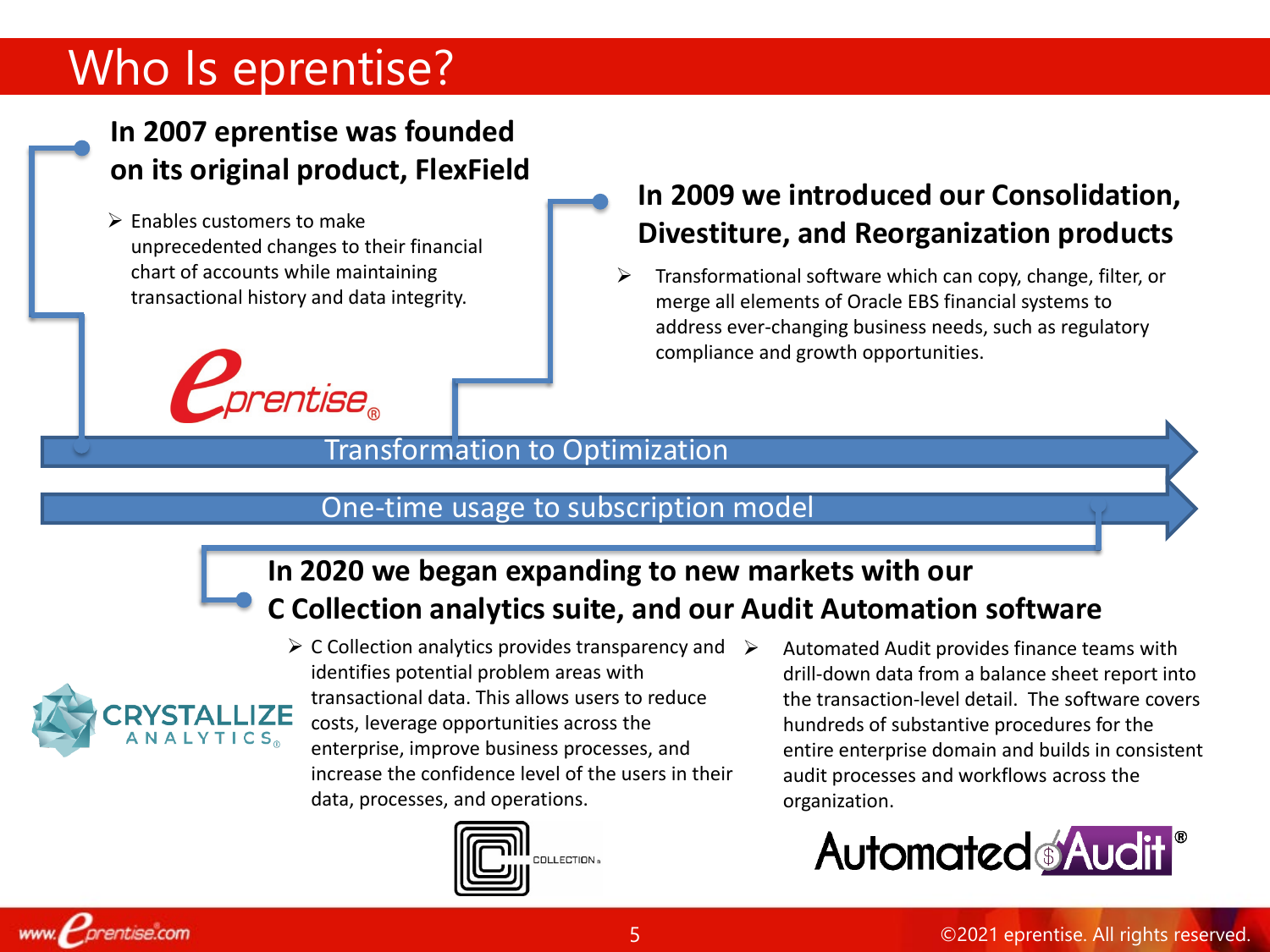# Who Is eprentise?

### In 2007 eprentise was founded on its original product, FlexField

- Enables customers to make unprecedented changes to their financial chart of accounts while maintaining transactional history and data integrity.

### In 2009 we introduced our Consolidation, Divestiture, and Reorganization products

- Transformational software which can copy, change, filter, or merge all elements of Oracle EBS financial systems to address ever-changing business needs, such as regulatory compliance and growth opportunities.

Transformation to Optimization

One-time usage to subscription model

### In 2020 we began expanding to new markets with our C Collection analytics suite, and our Audit Automation software

- C Collection analytics provides transparency and identifies potential problem areas with transactional data. This allows users to reduce costs, leverage opportunities across the enterprise, improve business processes, and increase the confidence level of the users in their data, processes, and operations.
- Automated Audit provides finance teams with drill-down data from a balance sheet report into the transaction-level detail. The software covers hundreds of substantive procedures for the entire enterprise domain and builds in consistent audit processes and workflows across the organization.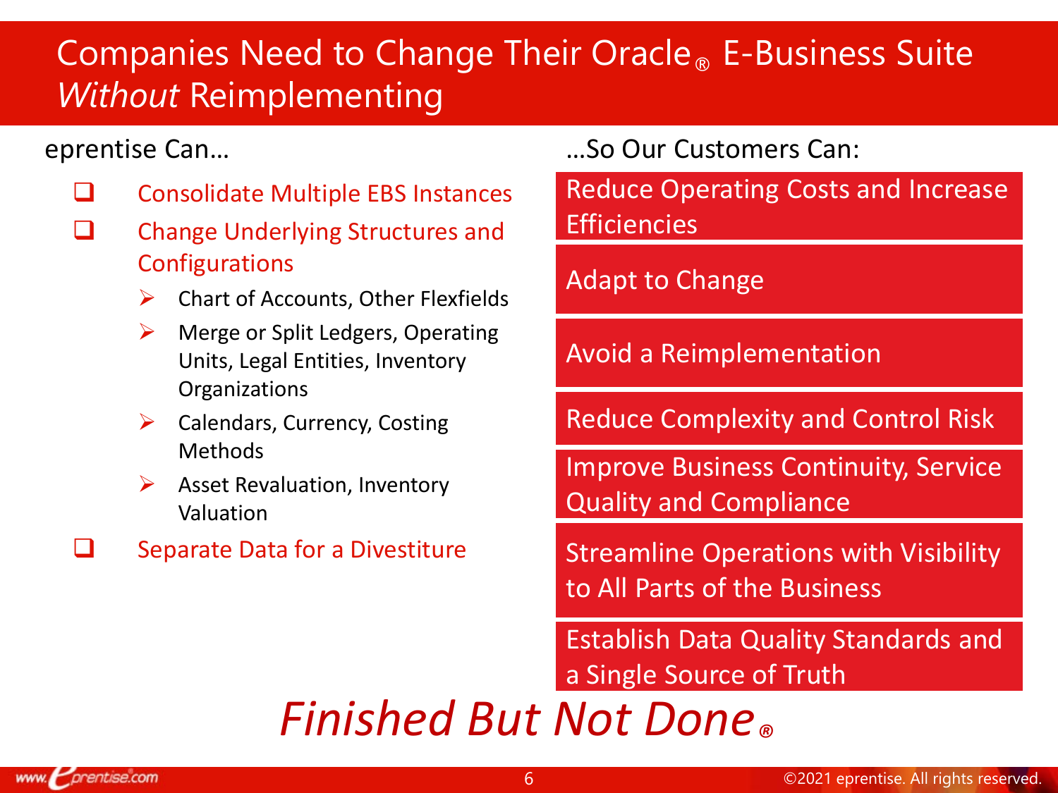# Companies Need to Change Their Oracle® E-Business Suite *Without* Reimplementing

eprentise Can…

- Consolidate Multiple EBS Instances
- Change Underlying Structures and Configurations
  - Chart of Accounts, Other Flexfields
  - Merge or Split Ledgers, Operating Units, Legal Entities, Inventory Organizations
  - Calendars, Currency, Costing Methods
  - Asset Revaluation, Inventory Valuation
- Separate Data for a Divestiture

…So Our Customers Can:

- Reduce Operating Costs and Increase Efficiencies
- Adapt to Change
- Avoid a Reimplementation
- Reduce Complexity and Control Risk
- Improve Business Continuity, Service Quality and Compliance
- Streamline Operations with Visibility to All Parts of the Business
- Establish Data Quality Standards and a Single Source of Truth

***Finished But Not Done®***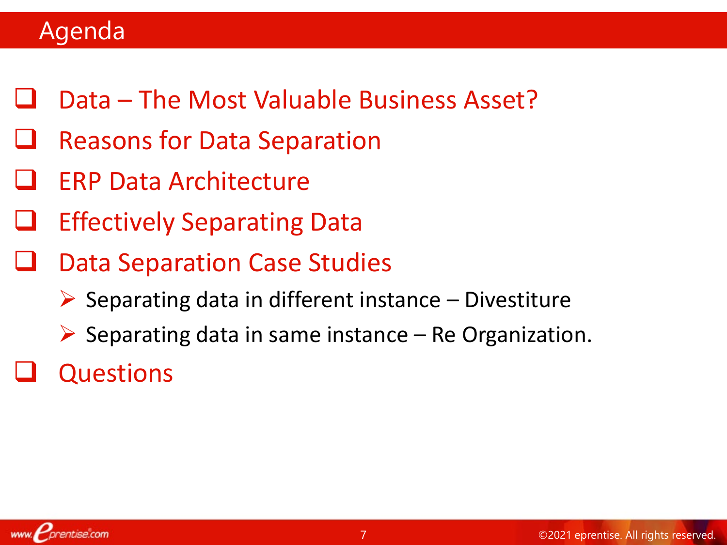# Agenda

- Data – The Most Valuable Business Asset?
- Reasons for Data Separation
- ERP Data Architecture
- Effectively Separating Data
- Data Separation Case Studies
  - Separating data in different instance – Divestiture
  - Separating data in same instance – Re Organization.
- Questions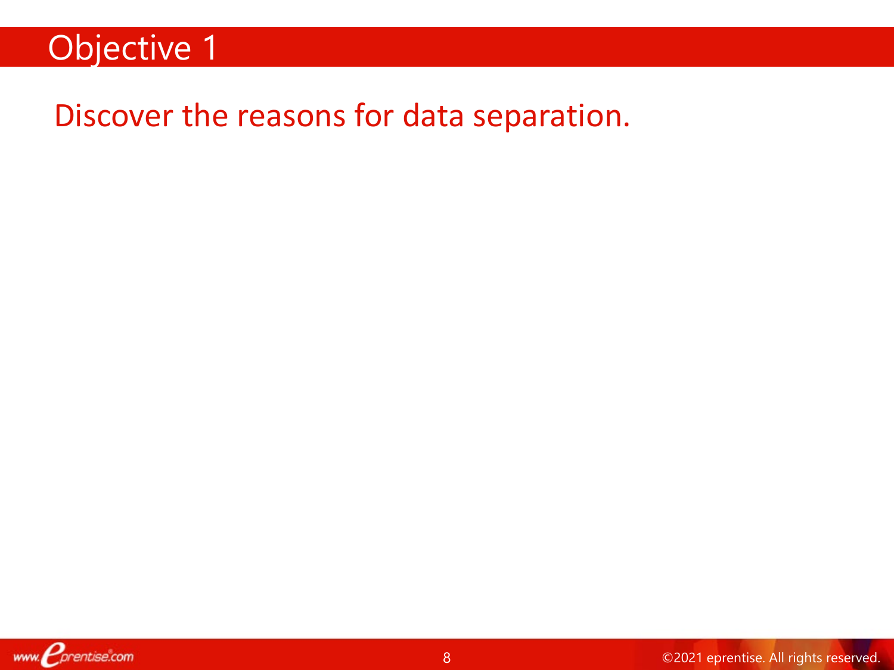# Objective 1

Discover the reasons for data separation.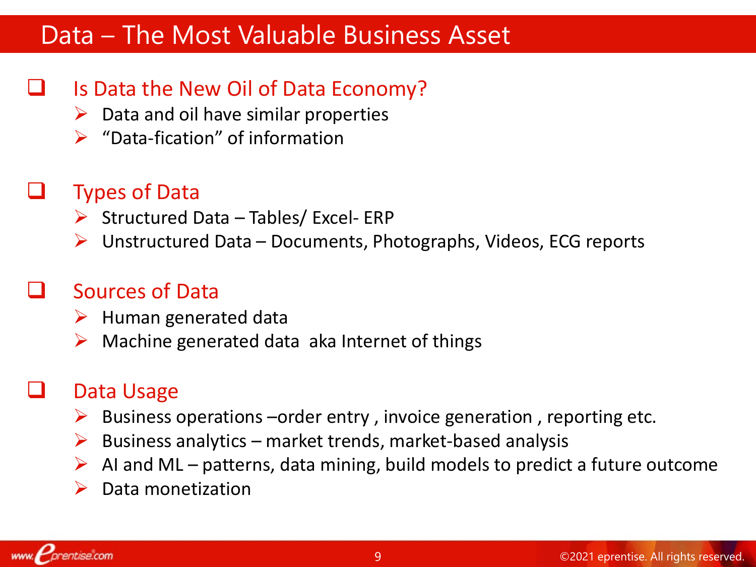# Data – The Most Valuable Business Asset

## Is Data the New Oil of Data Economy?

- Data and oil have similar properties
- "Data-fication" of information

## Types of Data

- Structured Data – Tables/ Excel- ERP
- Unstructured Data – Documents, Photographs, Videos, ECG reports

## Sources of Data

- Human generated data
- Machine generated data aka Internet of things

## Data Usage

- Business operations –order entry , invoice generation , reporting etc.
- Business analytics – market trends, market-based analysis
- AI and ML – patterns, data mining, build models to predict a future outcome
- Data monetization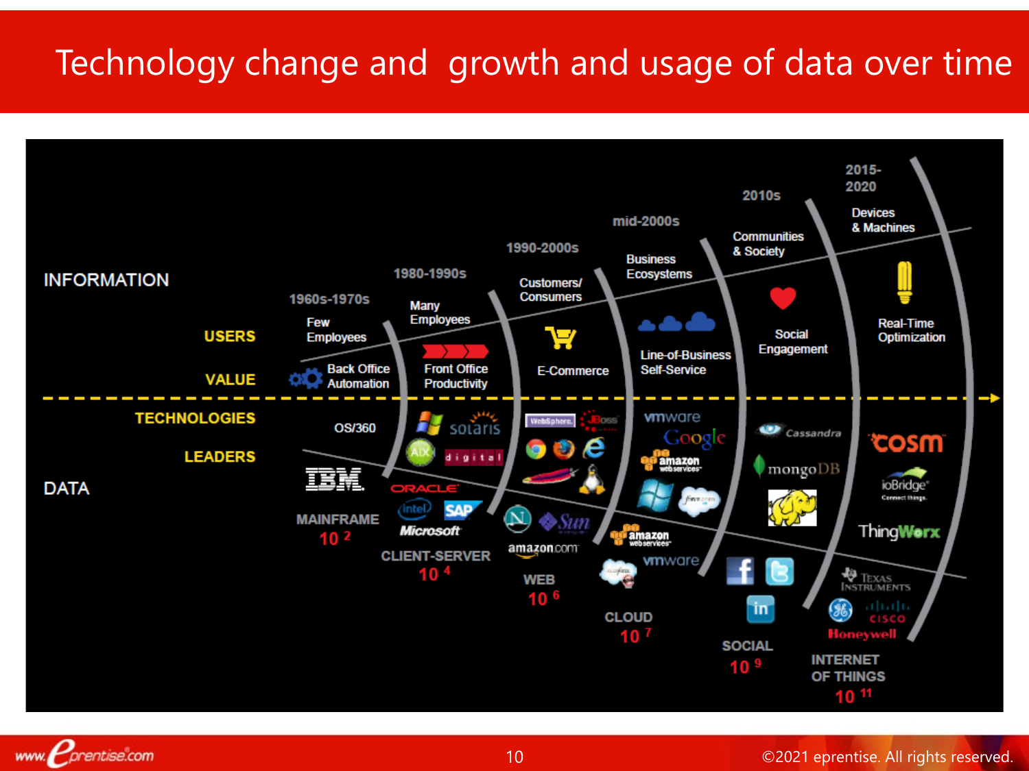# Technology change and growth and usage of data over time

INFORMATION

DATA

| | 1960s-1970s | 1980-1990s | 1990-2000s | mid-2000s | 2010s | 2015-2020 |
|---|---|---|---|---|---|---|
| USERS | Few Employees | Many Employees | Customers/ Consumers | Business Ecosystems | Communities & Society | Devices & Machines |
| VALUE | Back Office Automation | Front Office Productivity | E-Commerce | Line-of-Business Self-Service | Social Engagement | Real-Time Optimization |
| TECHNOLOGIES / LEADERS | OS/360, IBM | solaris, AIX, digital, ORACLE, intel, SAP, Microsoft | WebSphere, JBoss, Sun, amazon.com | vmware, Google, amazon webservices | Cassandra, mongoDB | cosm, ioBridge, ThingWorx, Texas Instruments, GE, Cisco, Honeywell |
| DATA | MAINFRAME $10^2$ | CLIENT-SERVER $10^4$ | WEB $10^6$ | CLOUD $10^7$ | SOCIAL $10^9$ | INTERNET OF THINGS $10^{11}$ |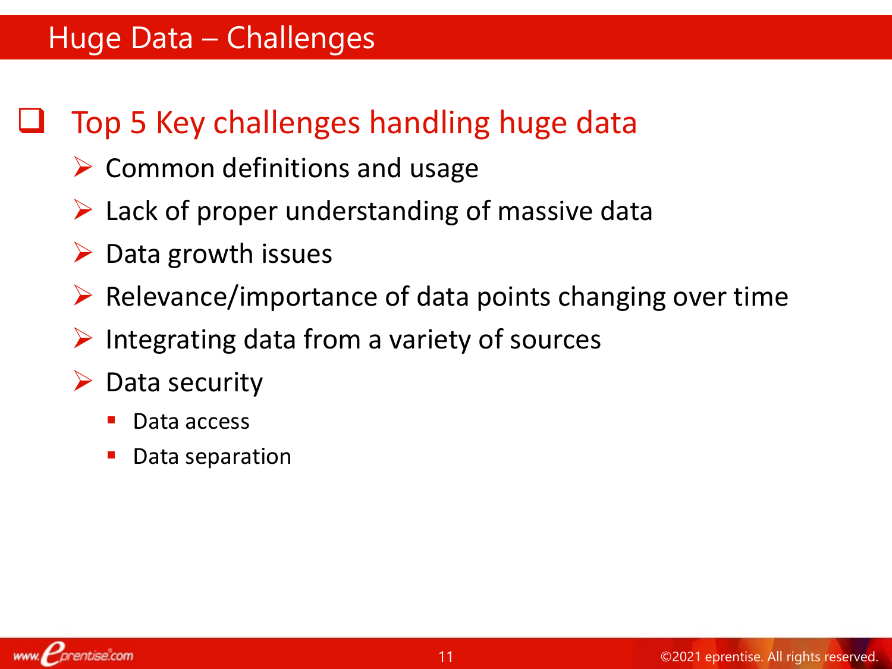# Huge Data – Challenges

## Top 5 Key challenges handling huge data

- Common definitions and usage
- Lack of proper understanding of massive data
- Data growth issues
- Relevance/importance of data points changing over time
- Integrating data from a variety of sources
- Data security
  - Data access
  - Data separation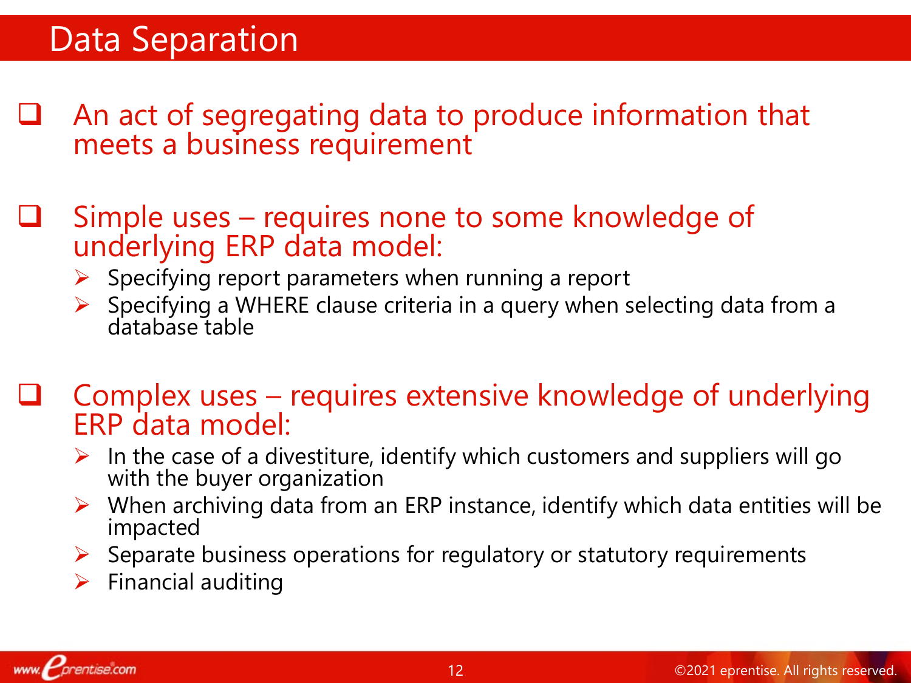# Data Separation

- An act of segregating data to produce information that meets a business requirement

- Simple uses – requires none to some knowledge of underlying ERP data model:
  - Specifying report parameters when running a report
  - Specifying a WHERE clause criteria in a query when selecting data from a database table

- Complex uses – requires extensive knowledge of underlying ERP data model:
  - In the case of a divestiture, identify which customers and suppliers will go with the buyer organization
  - When archiving data from an ERP instance, identify which data entities will be impacted
  - Separate business operations for regulatory or statutory requirements
  - Financial auditing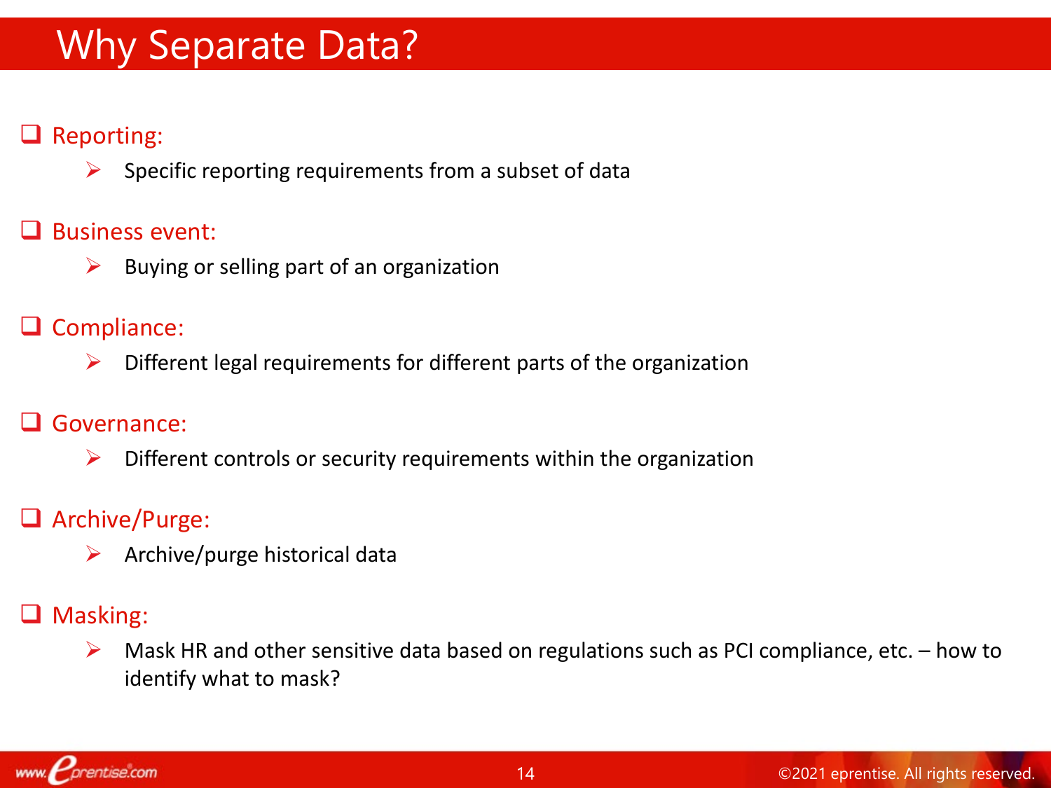# Why Separate Data?

- Reporting:
  - Specific reporting requirements from a subset of data
- Business event:
  - Buying or selling part of an organization
- Compliance:
  - Different legal requirements for different parts of the organization
- Governance:
  - Different controls or security requirements within the organization
- Archive/Purge:
  - Archive/purge historical data
- Masking:
  - Mask HR and other sensitive data based on regulations such as PCI compliance, etc. – how to identify what to mask?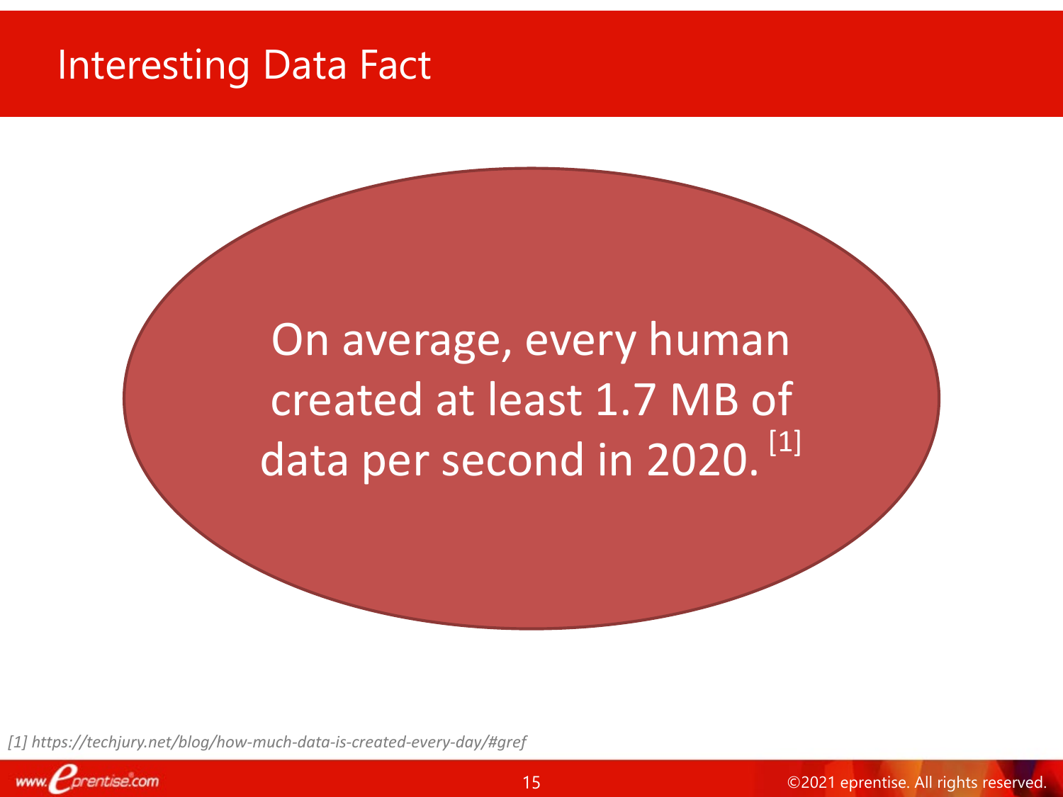# Interesting Data Fact

On average, every human created at least 1.7 MB of data per second in 2020. [1]

*[1] https://techjury.net/blog/how-much-data-is-created-every-day/#gref*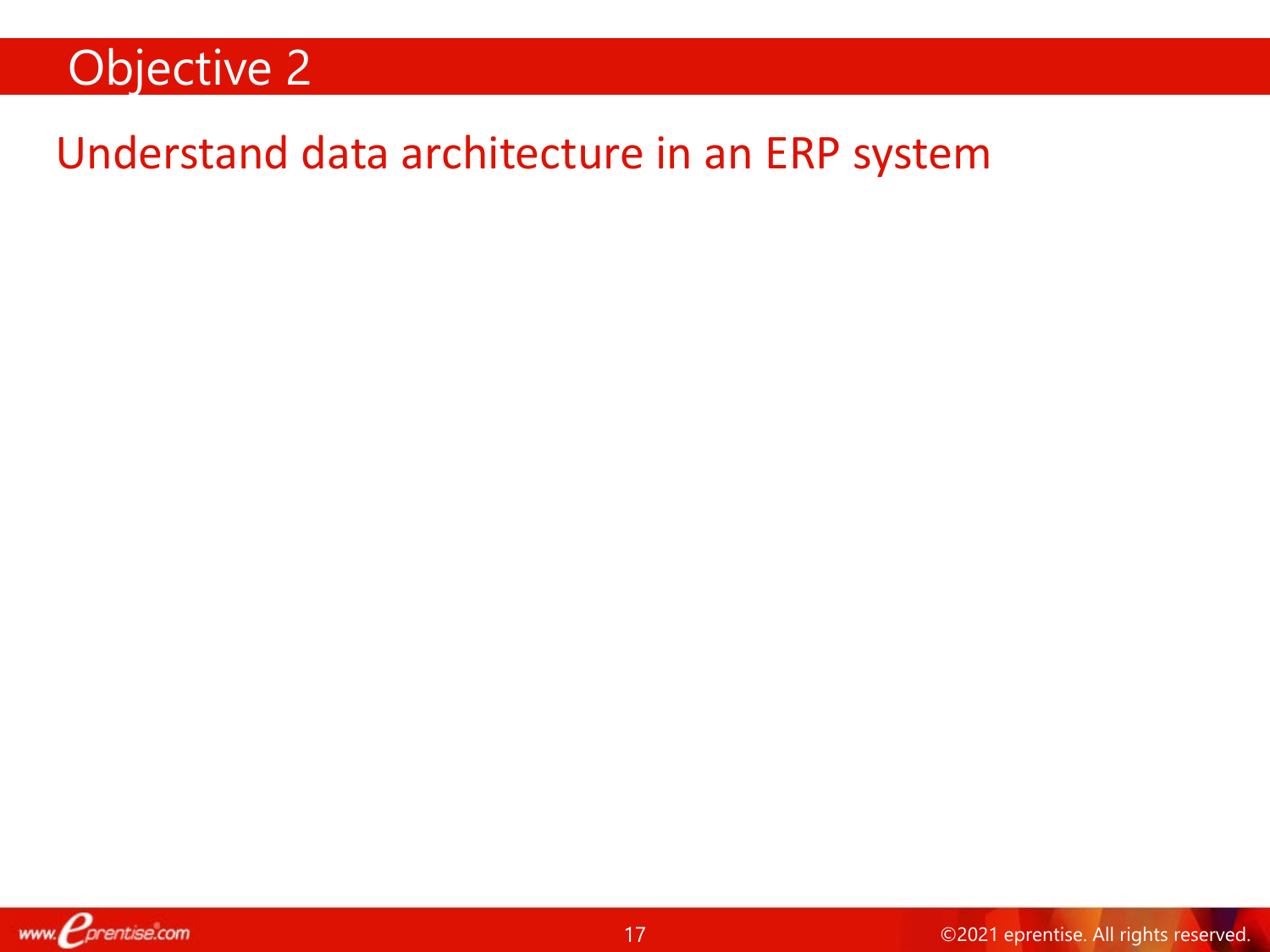# Objective 2

## Understand data architecture in an ERP system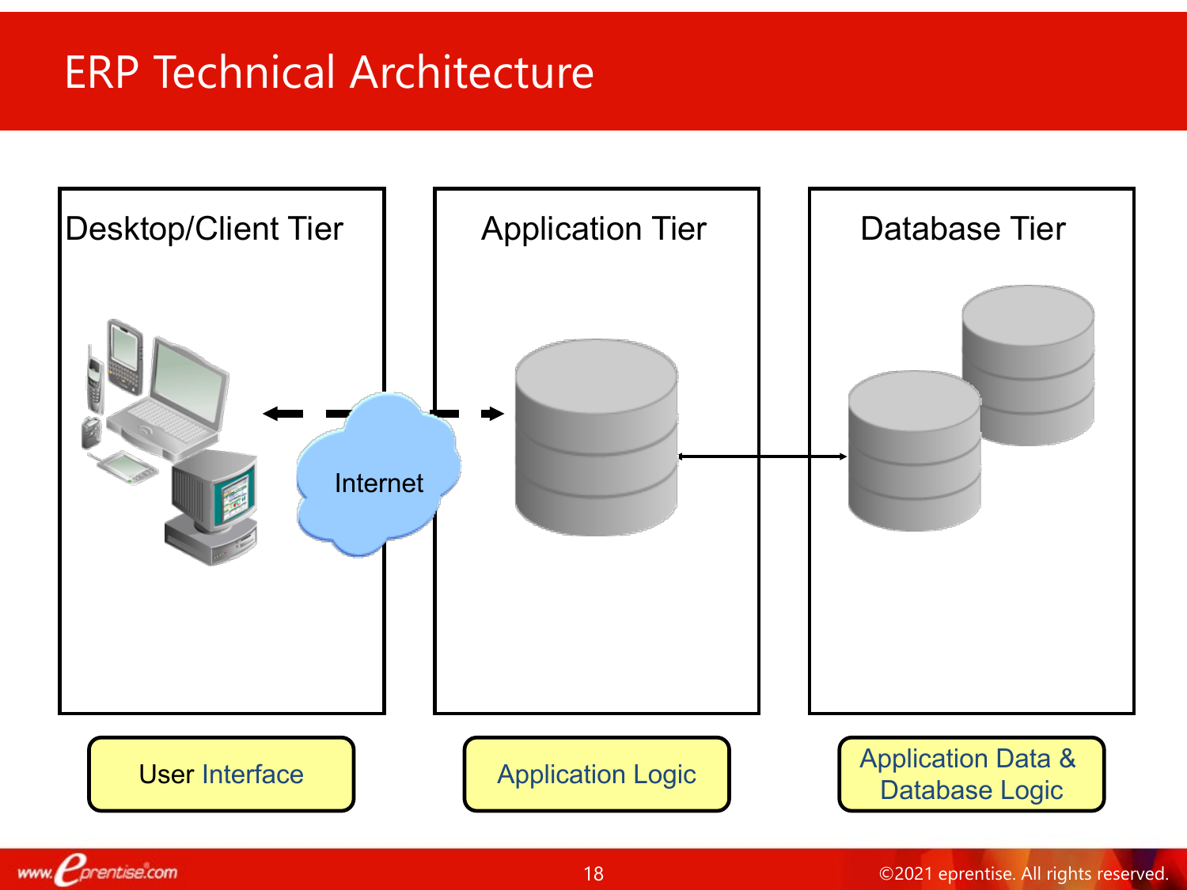# ERP Technical Architecture

Desktop/Client Tier

Internet

Application Tier

Database Tier

User Interface

Application Logic

Application Data & Database Logic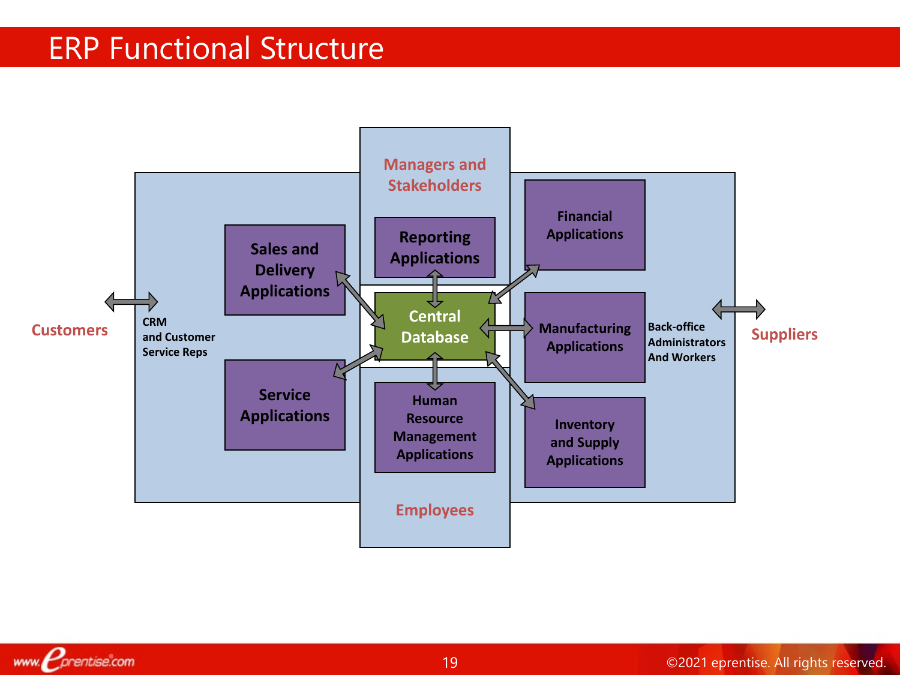# ERP Functional Structure

Managers and Stakeholders

Reporting Applications

Customers

CRM and Customer Service Reps

Sales and Delivery Applications

Service Applications

Central Database

Human Resource Management Applications

Employees

Financial Applications

Manufacturing Applications

Inventory and Supply Applications

Back-office Administrators And Workers

Suppliers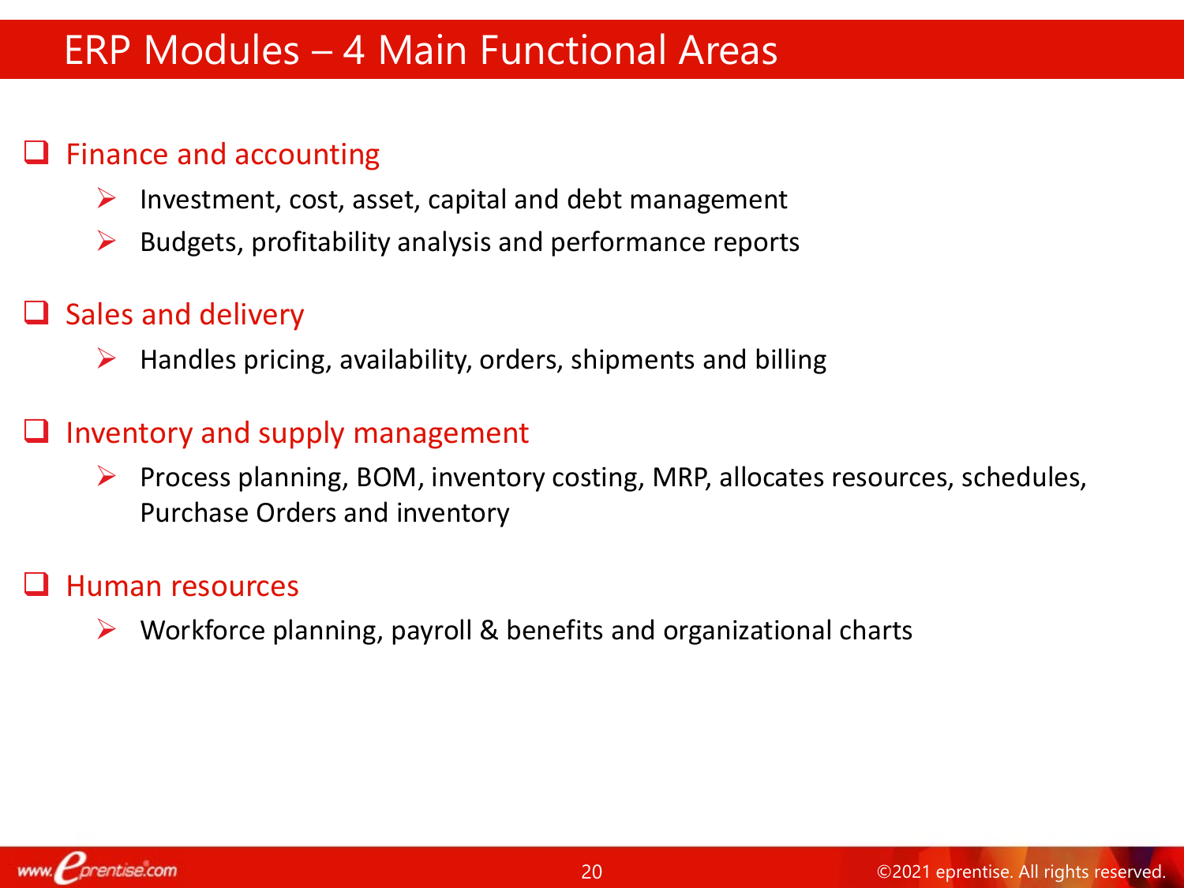# ERP Modules – 4 Main Functional Areas

- Finance and accounting
  - Investment, cost, asset, capital and debt management
  - Budgets, profitability analysis and performance reports
- Sales and delivery
  - Handles pricing, availability, orders, shipments and billing
- Inventory and supply management
  - Process planning, BOM, inventory costing, MRP, allocates resources, schedules, Purchase Orders and inventory
- Human resources
  - Workforce planning, payroll & benefits and organizational charts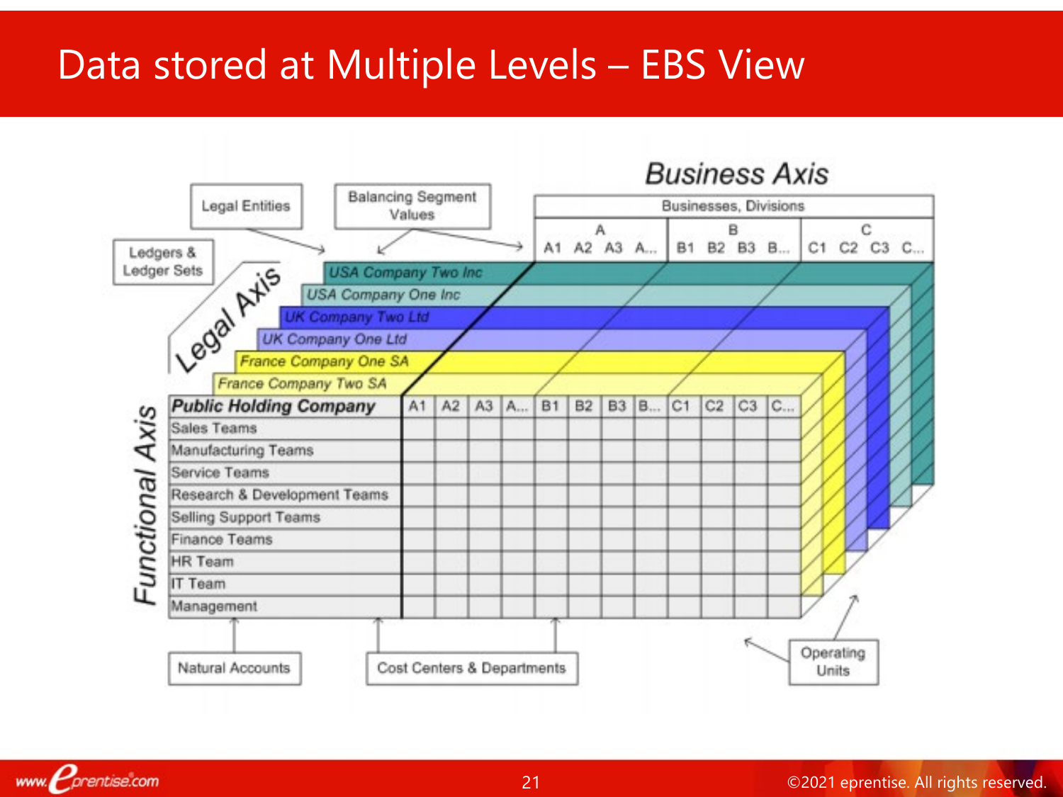# Data stored at Multiple Levels – EBS View

Business Axis

Businesses, Divisions

| A | | | | B | | | | C | | | |
|---|---|---|---|---|---|---|---|---|---|---|---|
| A1 | A2 | A3 | A... | B1 | B2 | B3 | B... | C1 | C2 | C3 | C... |

Legal Entities

Balancing Segment Values

Ledgers & Ledger Sets

Legal Axis

- USA Company Two Inc
- USA Company One Inc
- UK Company Two Ltd
- UK Company One Ltd
- France Company One SA
- France Company Two SA

Functional Axis

| Public Holding Company | A1 | A2 | A3 | A... | B1 | B2 | B3 | B... | C1 | C2 | C3 | C... |
|---|---|---|---|---|---|---|---|---|---|---|---|---|
| Sales Teams | | | | | | | | | | | | |
| Manufacturing Teams | | | | | | | | | | | | |
| Service Teams | | | | | | | | | | | | |
| Research & Development Teams | | | | | | | | | | | | |
| Selling Support Teams | | | | | | | | | | | | |
| Finance Teams | | | | | | | | | | | | |
| HR Team | | | | | | | | | | | | |
| IT Team | | | | | | | | | | | | |
| Management | | | | | | | | | | | | |

Natural Accounts

Cost Centers & Departments

Operating Units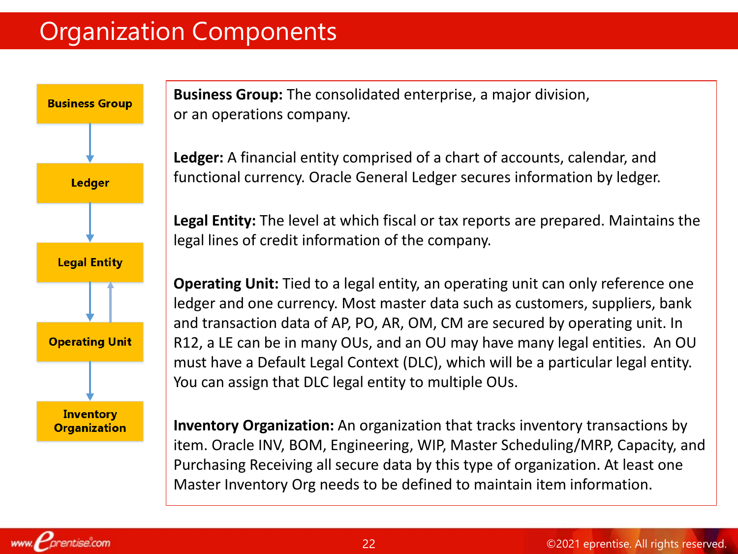# Organization Components

- Business Group
- Ledger
- Legal Entity
- Operating Unit
- Inventory Organization

**Business Group:** The consolidated enterprise, a major division, or an operations company.

**Ledger:** A financial entity comprised of a chart of accounts, calendar, and functional currency. Oracle General Ledger secures information by ledger.

**Legal Entity:** The level at which fiscal or tax reports are prepared. Maintains the legal lines of credit information of the company.

**Operating Unit:** Tied to a legal entity, an operating unit can only reference one ledger and one currency. Most master data such as customers, suppliers, bank and transaction data of AP, PO, AR, OM, CM are secured by operating unit. In R12, a LE can be in many OUs, and an OU may have many legal entities. An OU must have a Default Legal Context (DLC), which will be a particular legal entity. You can assign that DLC legal entity to multiple OUs.

**Inventory Organization:** An organization that tracks inventory transactions by item. Oracle INV, BOM, Engineering, WIP, Master Scheduling/MRP, Capacity, and Purchasing Receiving all secure data by this type of organization. At least one Master Inventory Org needs to be defined to maintain item information.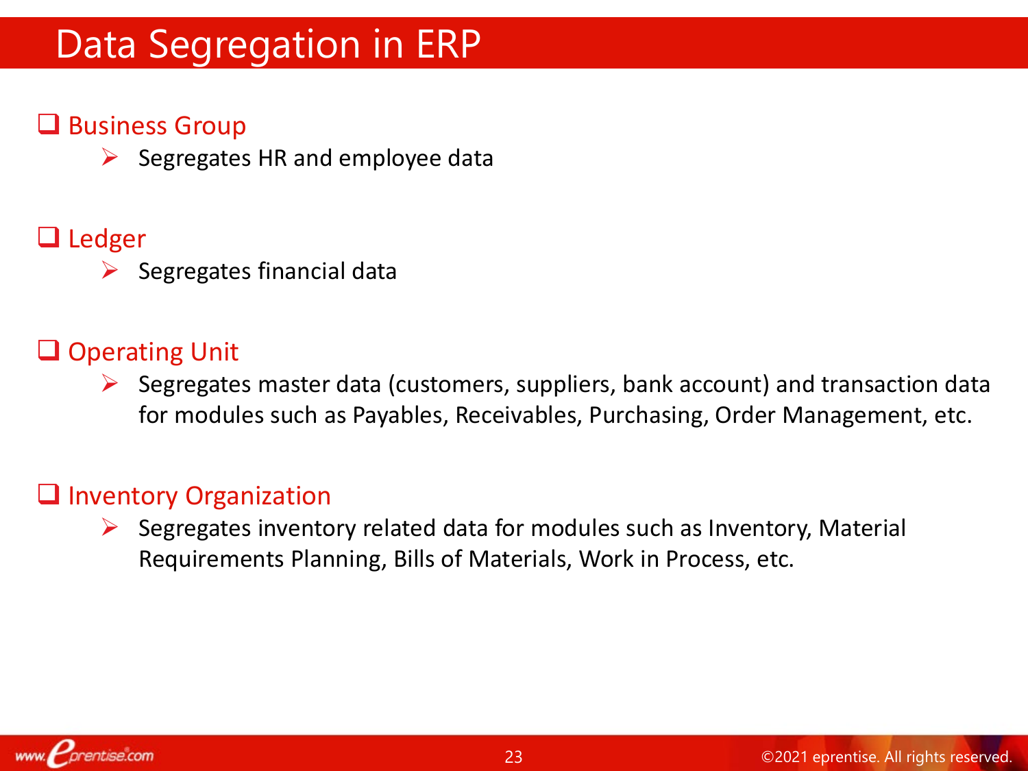# Data Segregation in ERP

- **Business Group**
  - Segregates HR and employee data

- **Ledger**
  - Segregates financial data

- **Operating Unit**
  - Segregates master data (customers, suppliers, bank account) and transaction data for modules such as Payables, Receivables, Purchasing, Order Management, etc.

- **Inventory Organization**
  - Segregates inventory related data for modules such as Inventory, Material Requirements Planning, Bills of Materials, Work in Process, etc.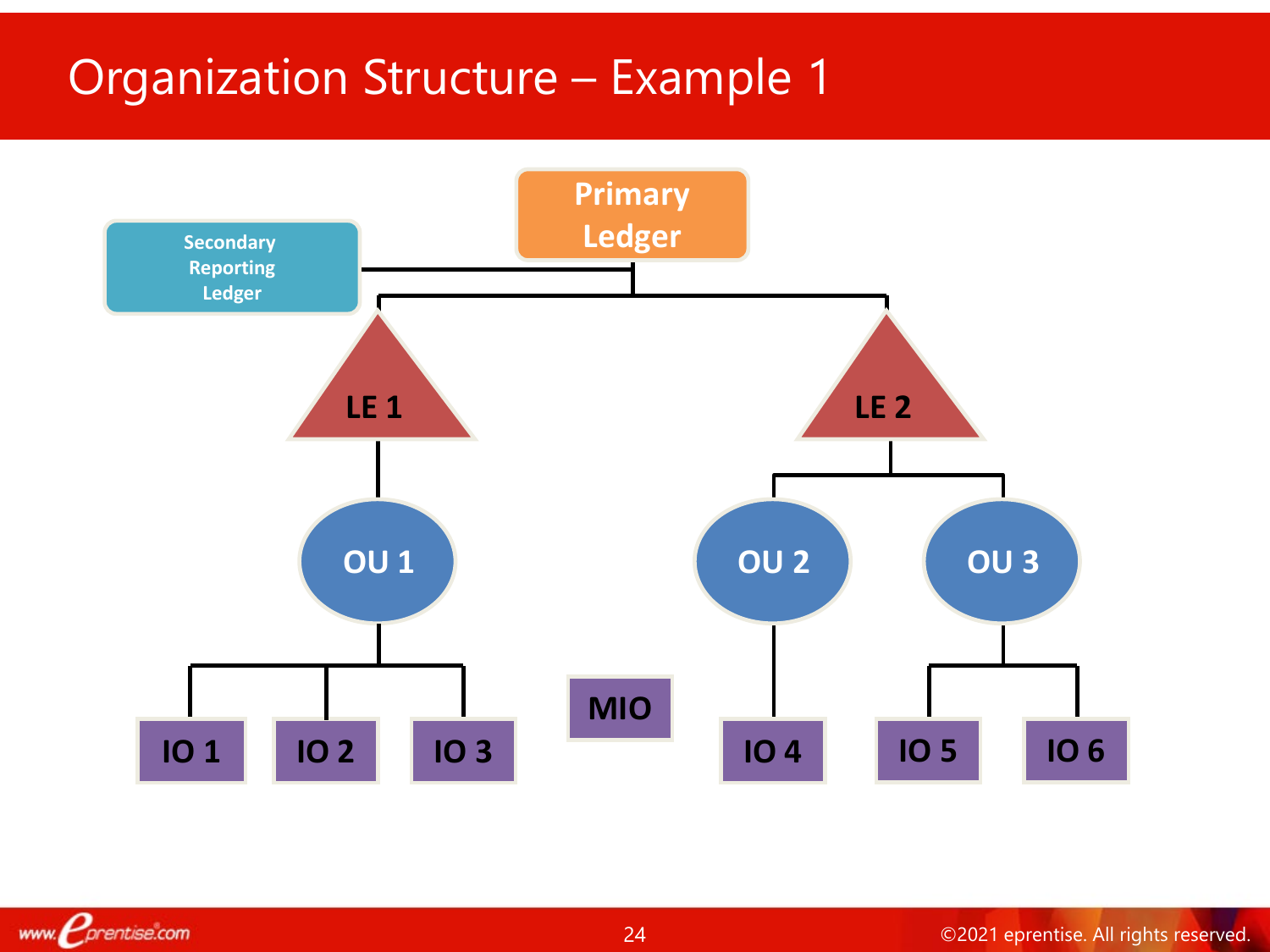# Organization Structure – Example 1

Secondary Reporting Ledger

Primary Ledger

LE 1

LE 2

OU 1

OU 2

OU 3

IO 1

IO 2

IO 3

MIO

IO 4

IO 5

IO 6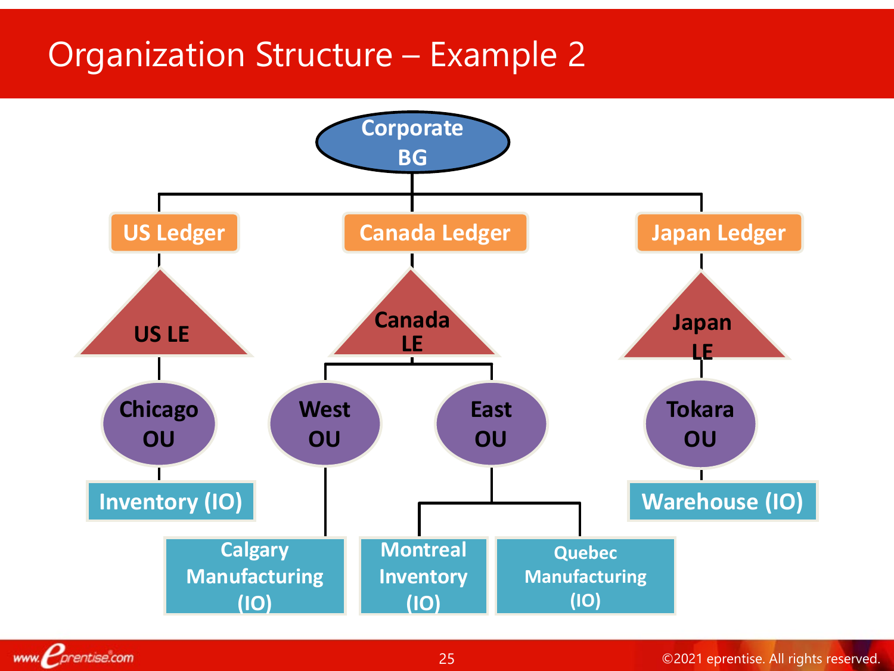# Organization Structure – Example 2

- Corporate BG
  - US Ledger
    - US LE
      - Chicago OU
        - Inventory (IO)
  - Canada Ledger
    - Canada LE
      - West OU
        - Calgary Manufacturing (IO)
      - East OU
        - Montreal Inventory (IO)
        - Quebec Manufacturing (IO)
  - Japan Ledger
    - Japan LE
      - Tokara OU
        - Warehouse (IO)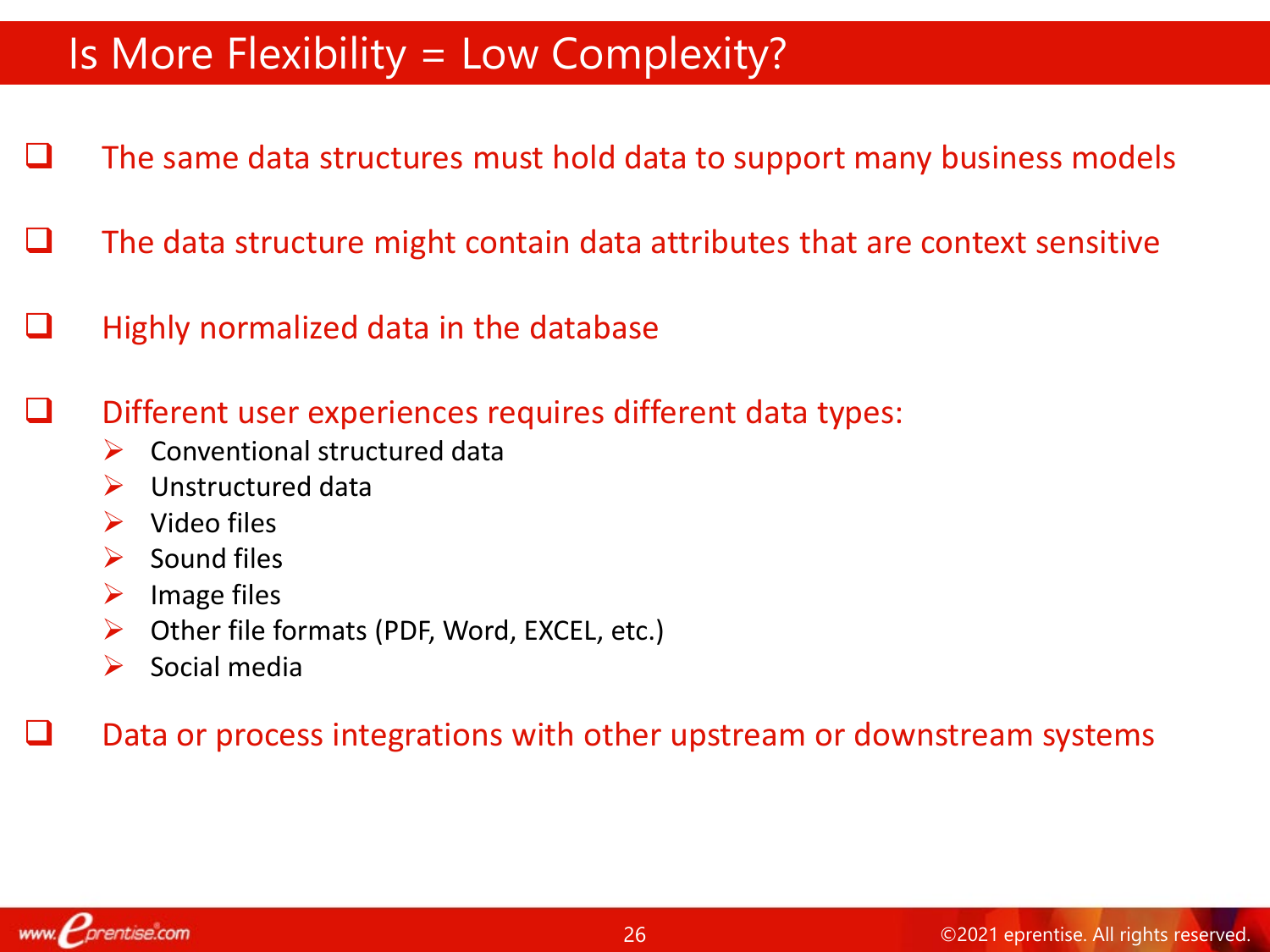# Is More Flexibility = Low Complexity?

- The same data structures must hold data to support many business models
- The data structure might contain data attributes that are context sensitive
- Highly normalized data in the database
- Different user experiences requires different data types:
  - Conventional structured data
  - Unstructured data
  - Video files
  - Sound files
  - Image files
  - Other file formats (PDF, Word, EXCEL, etc.)
  - Social media
- Data or process integrations with other upstream or downstream systems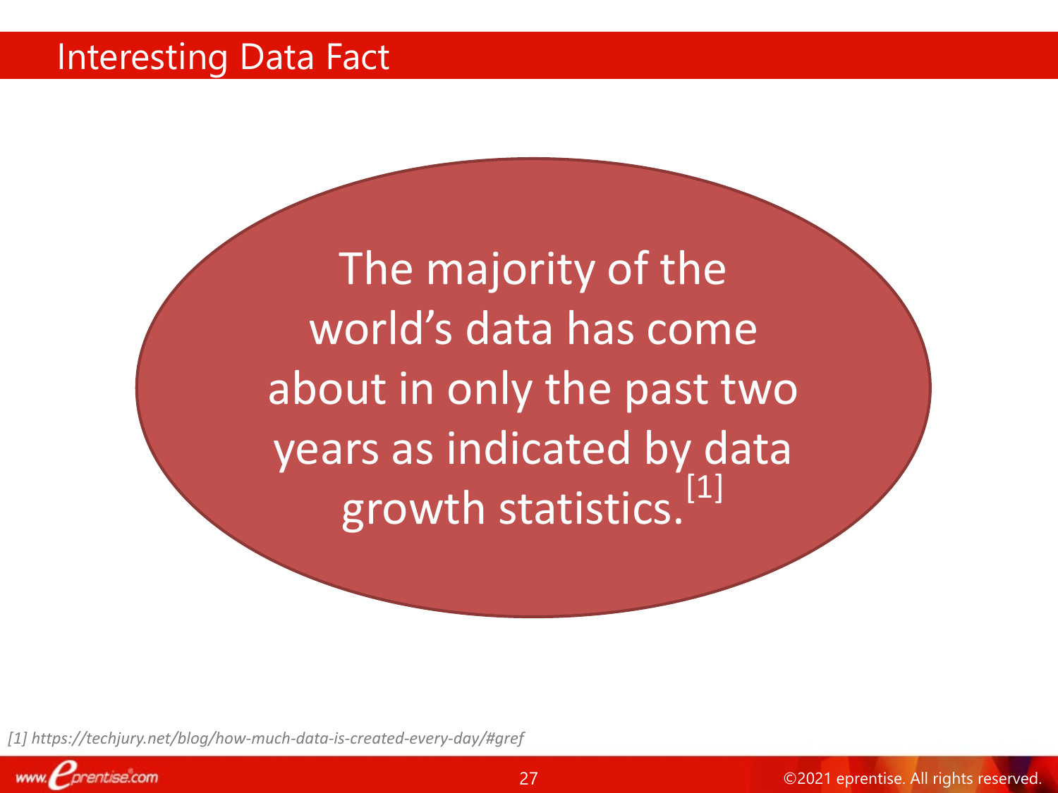# Interesting Data Fact

The majority of the world's data has come about in only the past two years as indicated by data growth statistics.[1]

*[1] https://techjury.net/blog/how-much-data-is-created-every-day/#gref*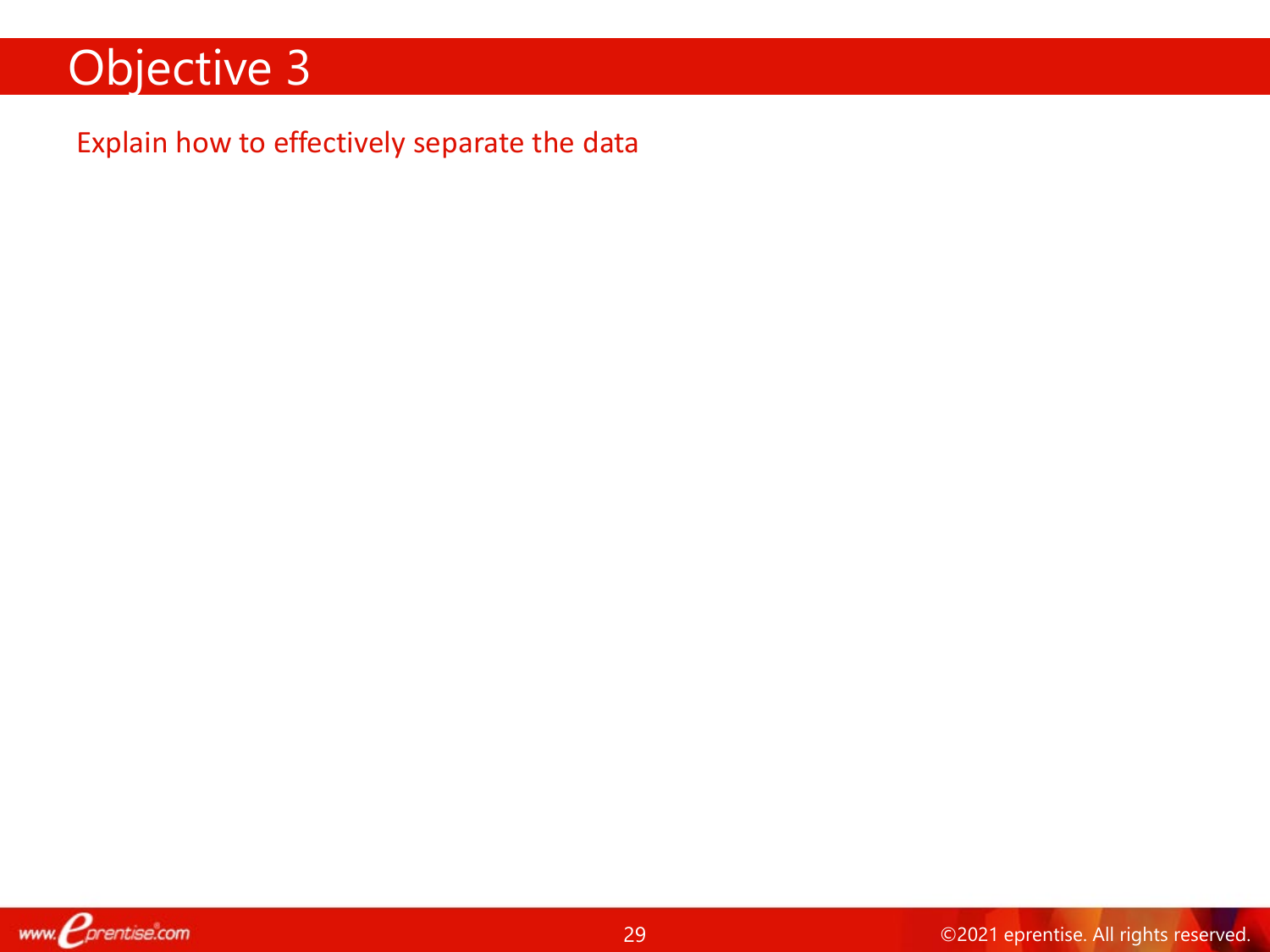# Objective 3

Explain how to effectively separate the data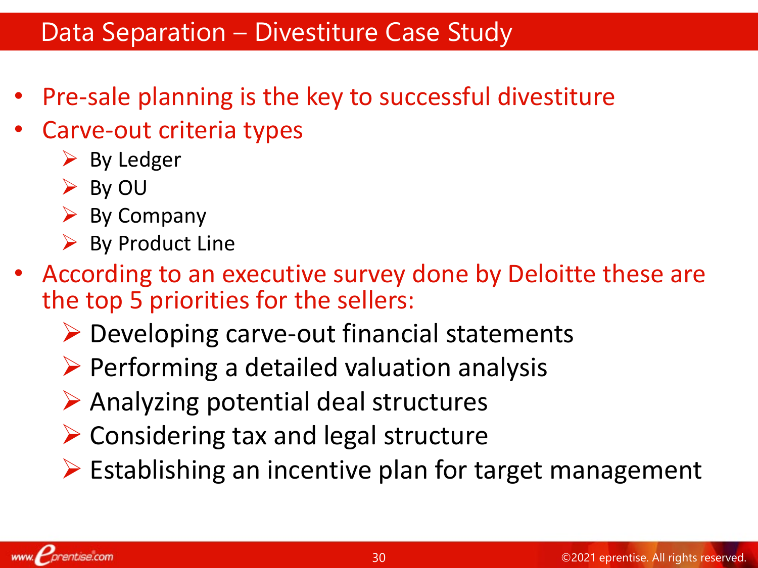# Data Separation – Divestiture Case Study

- Pre-sale planning is the key to successful divestiture
- Carve-out criteria types
  - By Ledger
  - By OU
  - By Company
  - By Product Line
- According to an executive survey done by Deloitte these are the top 5 priorities for the sellers:
  - Developing carve-out financial statements
  - Performing a detailed valuation analysis
  - Analyzing potential deal structures
  - Considering tax and legal structure
  - Establishing an incentive plan for target management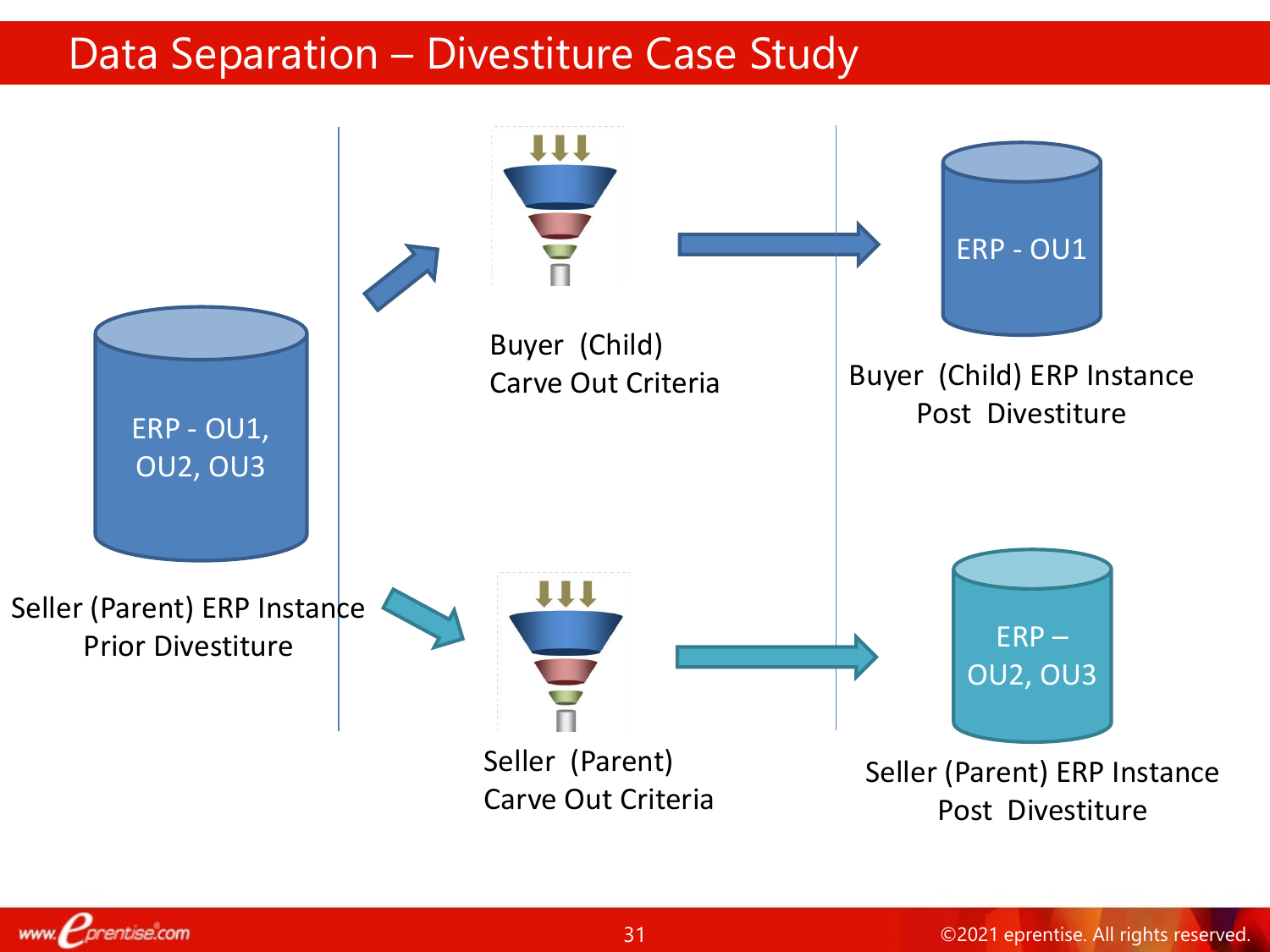# Data Separation – Divestiture Case Study

ERP - OU1, OU2, OU3

Seller (Parent) ERP Instance
Prior Divestiture

Buyer (Child)
Carve Out Criteria

ERP - OU1

Buyer (Child) ERP Instance
Post Divestiture

Seller (Parent)
Carve Out Criteria

ERP – OU2, OU3

Seller (Parent) ERP Instance
Post Divestiture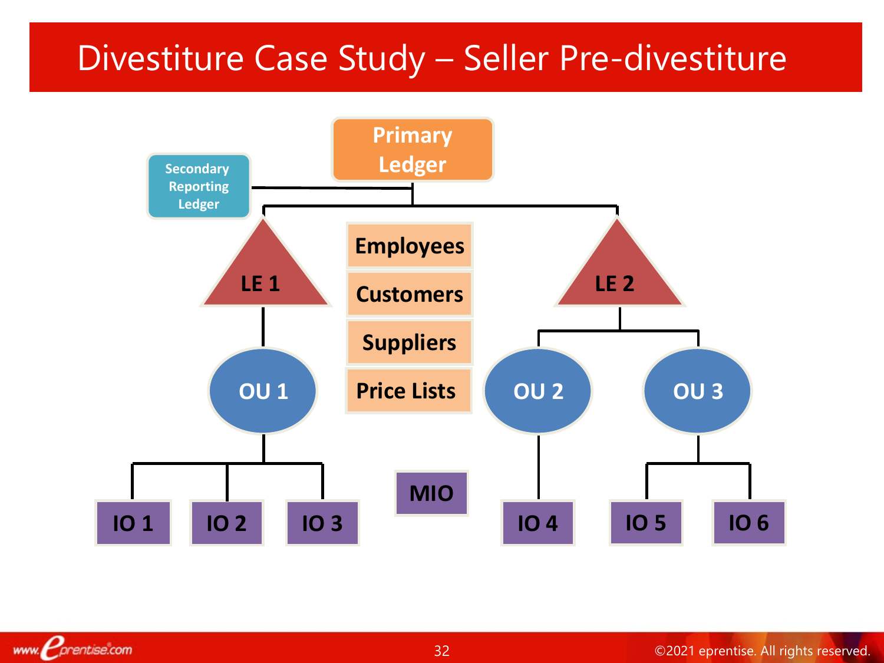# Divestiture Case Study – Seller Pre-divestiture

Primary Ledger

Secondary Reporting Ledger

LE 1

LE 2

Employees

Customers

Suppliers

Price Lists

OU 1

OU 2

OU 3

MIO

IO 1

IO 2

IO 3

IO 4

IO 5

IO 6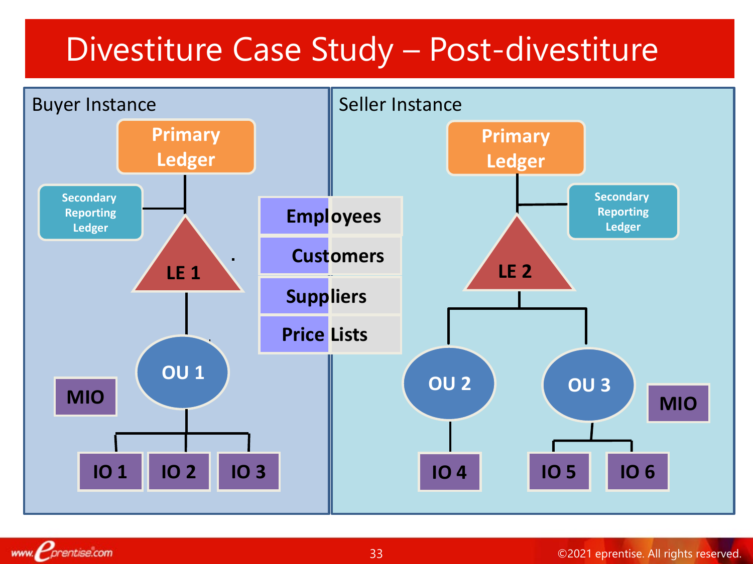# Divestiture Case Study – Post-divestiture

**Buyer Instance**

- Primary Ledger
- Secondary Reporting Ledger
- LE 1
- OU 1
- MIO
- IO 1
- IO 2
- IO 3

**Shared data:**

- Employees
- Customers
- Suppliers
- Price Lists

**Seller Instance**

- Primary Ledger
- Secondary Reporting Ledger
- LE 2
- OU 2
- OU 3
- MIO
- IO 4
- IO 5
- IO 6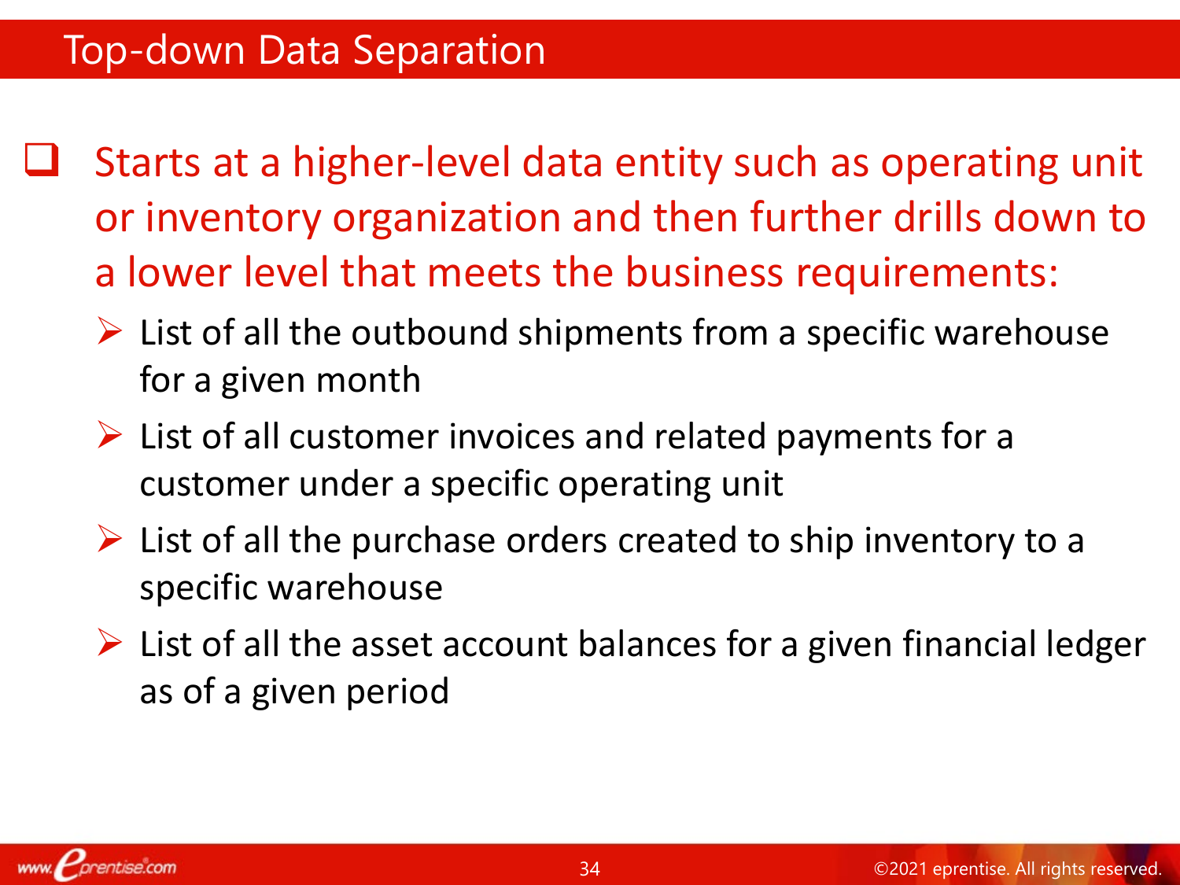# Top-down Data Separation

- Starts at a higher-level data entity such as operating unit or inventory organization and then further drills down to a lower level that meets the business requirements:
  - List of all the outbound shipments from a specific warehouse for a given month
  - List of all customer invoices and related payments for a customer under a specific operating unit
  - List of all the purchase orders created to ship inventory to a specific warehouse
  - List of all the asset account balances for a given financial ledger as of a given period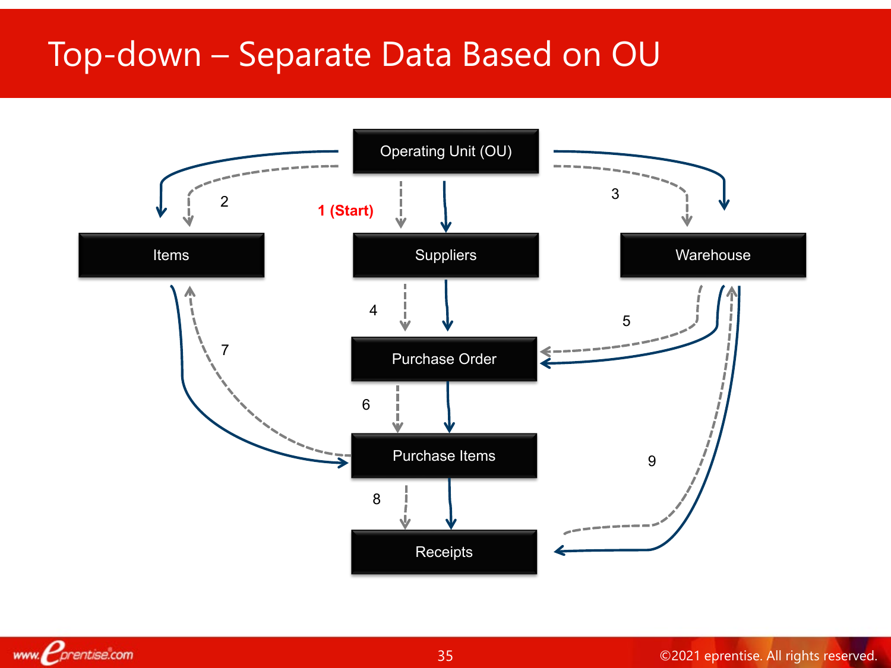# Top-down – Separate Data Based on OU

Operating Unit (OU)

1 (Start)

2

3

Items

Suppliers

Warehouse

4

5

Purchase Order

6

7

Purchase Items

8

9

Receipts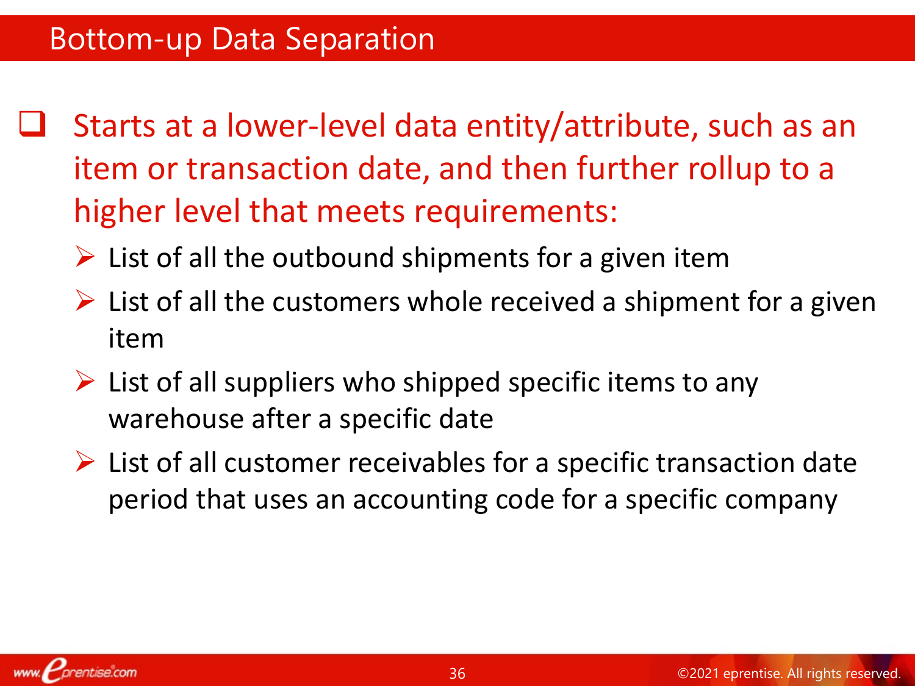# Bottom-up Data Separation

- Starts at a lower-level data entity/attribute, such as an item or transaction date, and then further rollup to a higher level that meets requirements:
  - List of all the outbound shipments for a given item
  - List of all the customers whole received a shipment for a given item
  - List of all suppliers who shipped specific items to any warehouse after a specific date
  - List of all customer receivables for a specific transaction date period that uses an accounting code for a specific company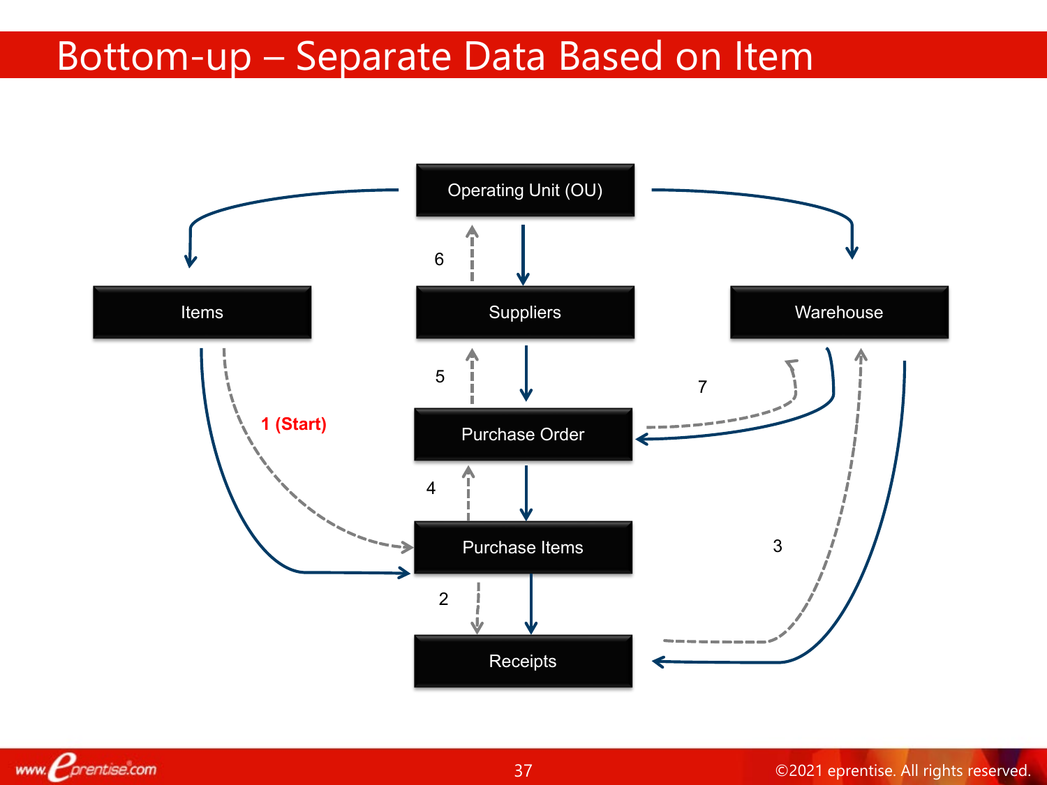# Bottom-up – Separate Data Based on Item

Operating Unit (OU)

6

Items

Suppliers

Warehouse

5

7

1 (Start)

Purchase Order

4

Purchase Items

3

2

Receipts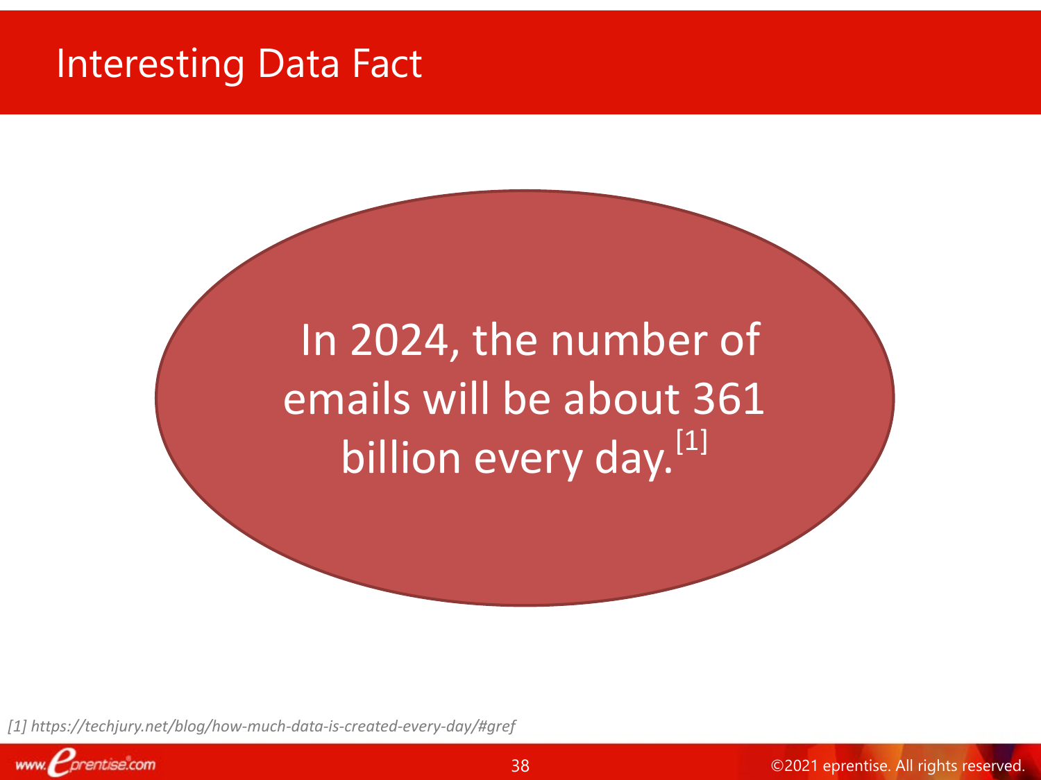# Interesting Data Fact

In 2024, the number of emails will be about 361 billion every day.[1]

*[1] https://techjury.net/blog/how-much-data-is-created-every-day/#gref*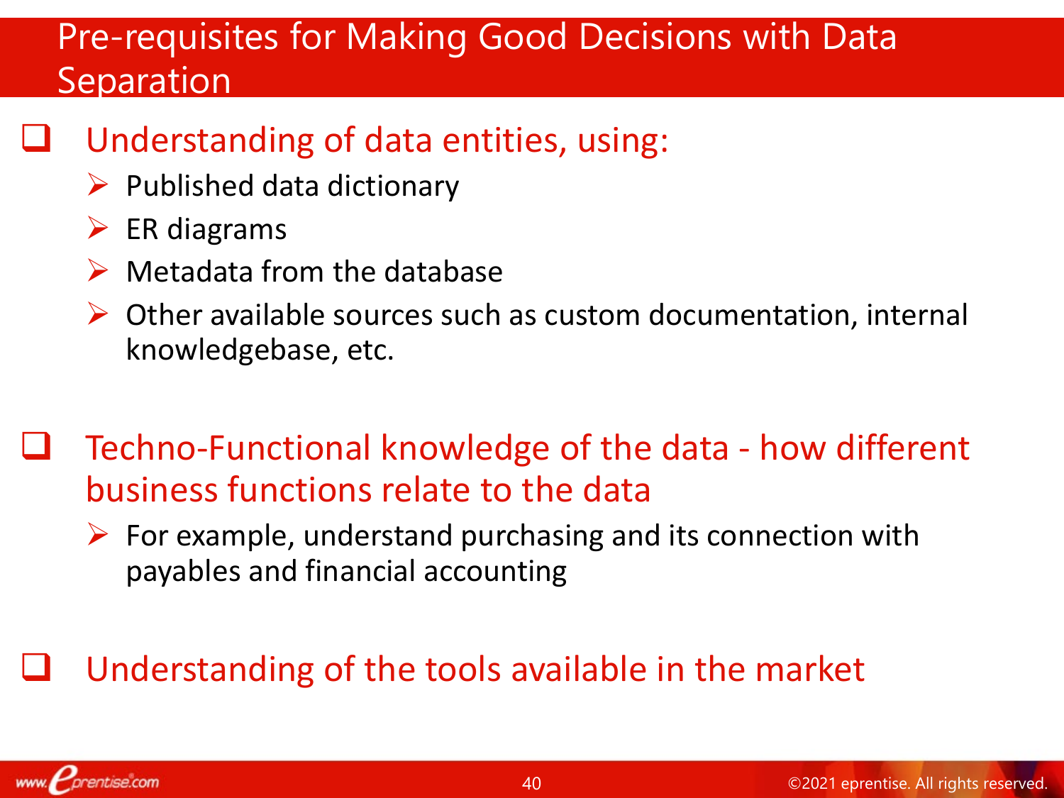# Pre-requisites for Making Good Decisions with Data Separation

- Understanding of data entities, using:
  - Published data dictionary
  - ER diagrams
  - Metadata from the database
  - Other available sources such as custom documentation, internal knowledgebase, etc.

- Techno-Functional knowledge of the data - how different business functions relate to the data
  - For example, understand purchasing and its connection with payables and financial accounting

- Understanding of the tools available in the market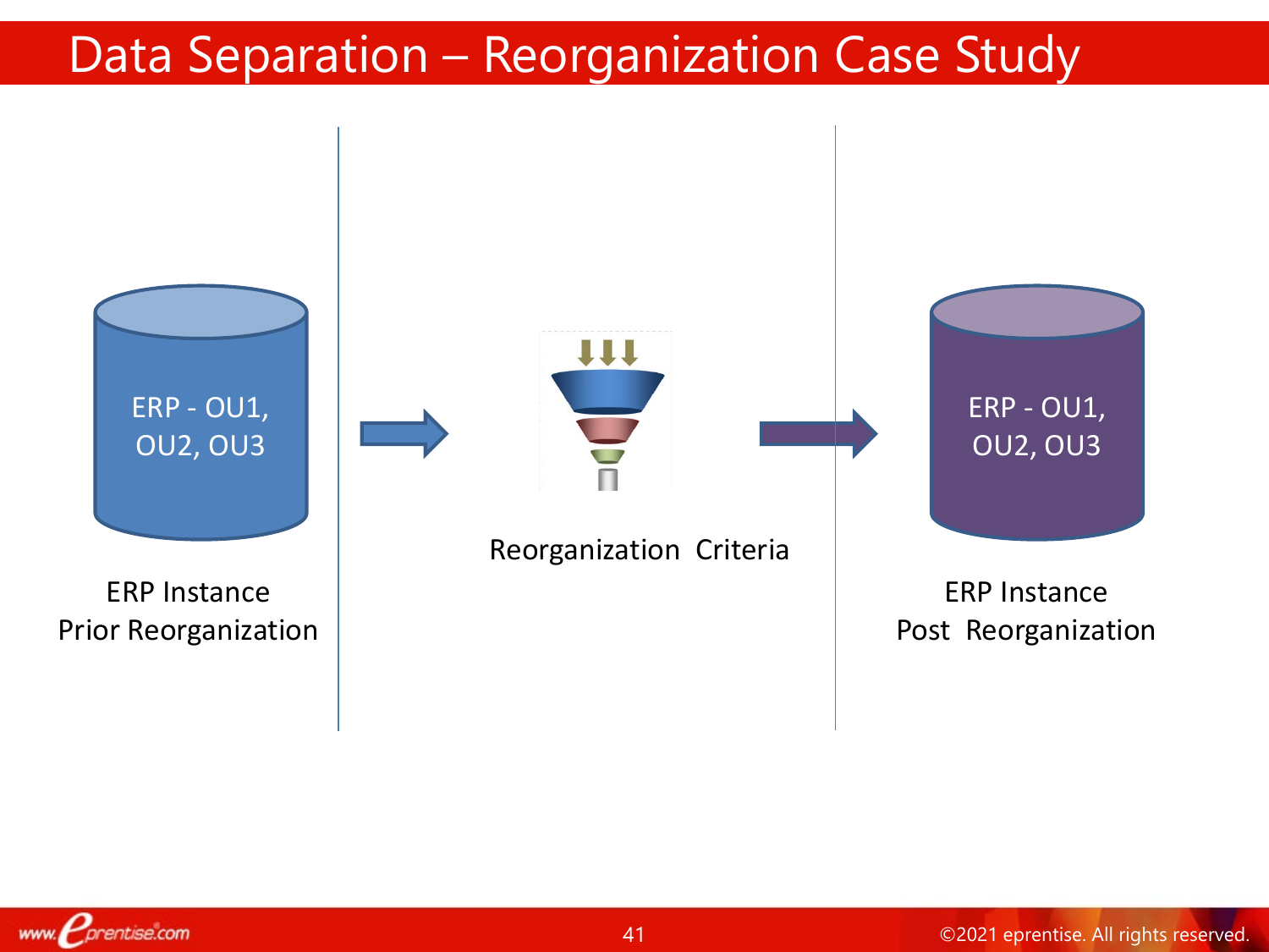# Data Separation – Reorganization Case Study

ERP - OU1, OU2, OU3

ERP Instance
Prior Reorganization

Reorganization Criteria

ERP - OU1, OU2, OU3

ERP Instance
Post Reorganization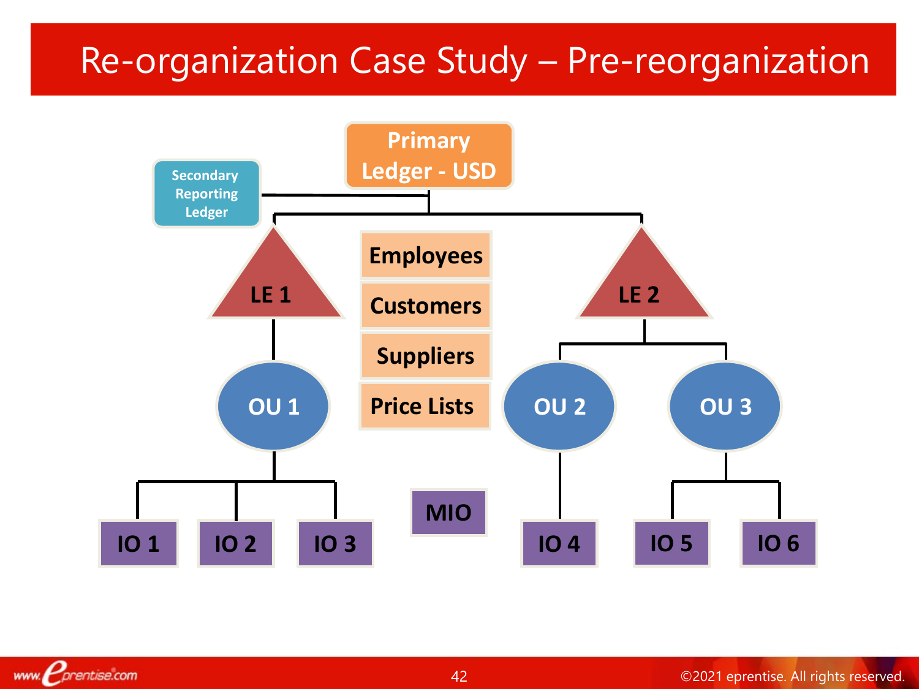# Re-organization Case Study – Pre-reorganization

Primary Ledger - USD

Secondary Reporting Ledger

LE 1

LE 2

Employees

Customers

Suppliers

Price Lists

OU 1

OU 2

OU 3

IO 1

IO 2

IO 3

MIO

IO 4

IO 5

IO 6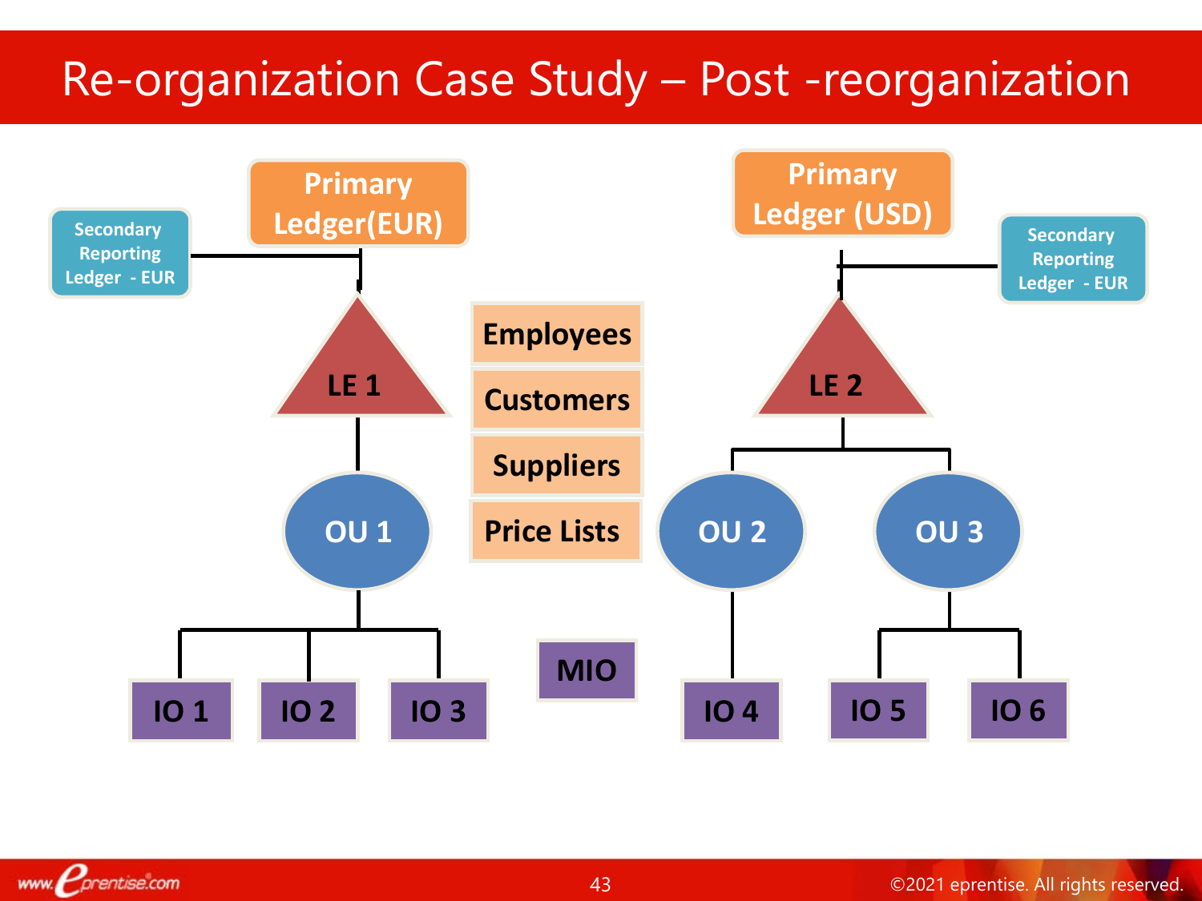# Re-organization Case Study – Post -reorganization

Secondary Reporting Ledger - EUR

Primary Ledger(EUR)

LE 1

OU 1

IO 1

IO 2

IO 3

Employees

Customers

Suppliers

Price Lists

MIO

Primary Ledger (USD)

Secondary Reporting Ledger - EUR

LE 2

OU 2

OU 3

IO 4

IO 5

IO 6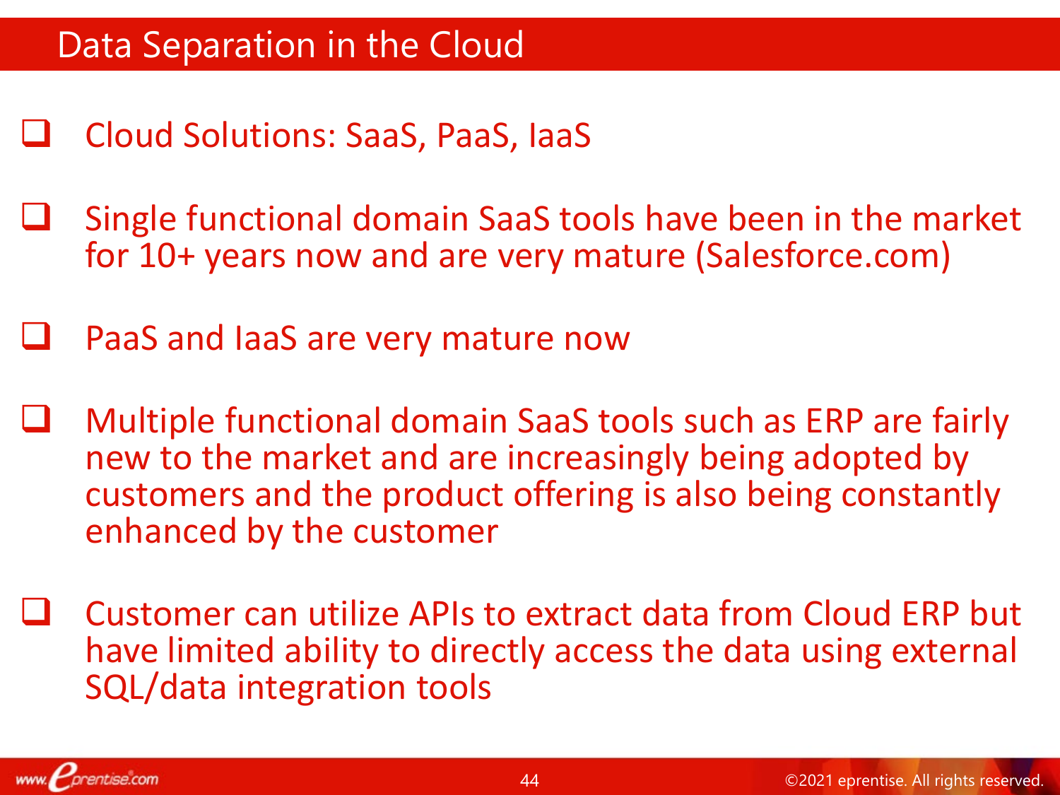# Data Separation in the Cloud

- Cloud Solutions: SaaS, PaaS, IaaS
- Single functional domain SaaS tools have been in the market for 10+ years now and are very mature (Salesforce.com)
- PaaS and IaaS are very mature now
- Multiple functional domain SaaS tools such as ERP are fairly new to the market and are increasingly being adopted by customers and the product offering is also being constantly enhanced by the customer
- Customer can utilize APIs to extract data from Cloud ERP but have limited ability to directly access the data using external SQL/data integration tools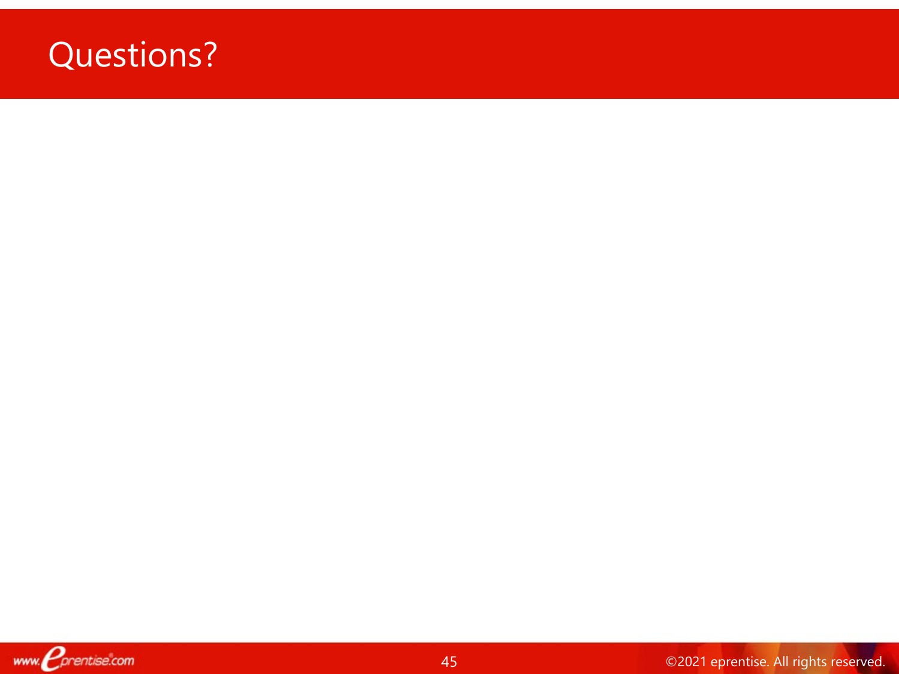# Questions?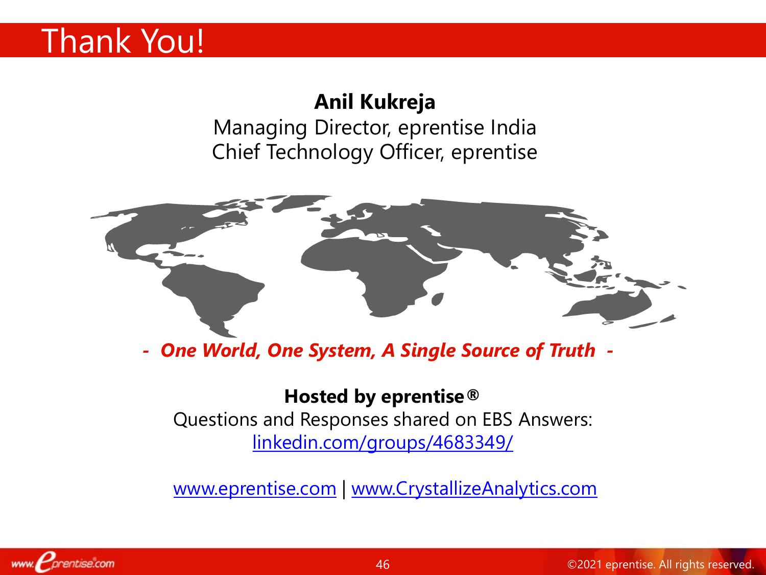# Thank You!

**Anil Kukreja**
Managing Director, eprentise India
Chief Technology Officer, eprentise

*- One World, One System, A Single Source of Truth -*

**Hosted by eprentise®**
Questions and Responses shared on EBS Answers:
linkedin.com/groups/4683349/

www.eprentise.com | www.CrystallizeAnalytics.com